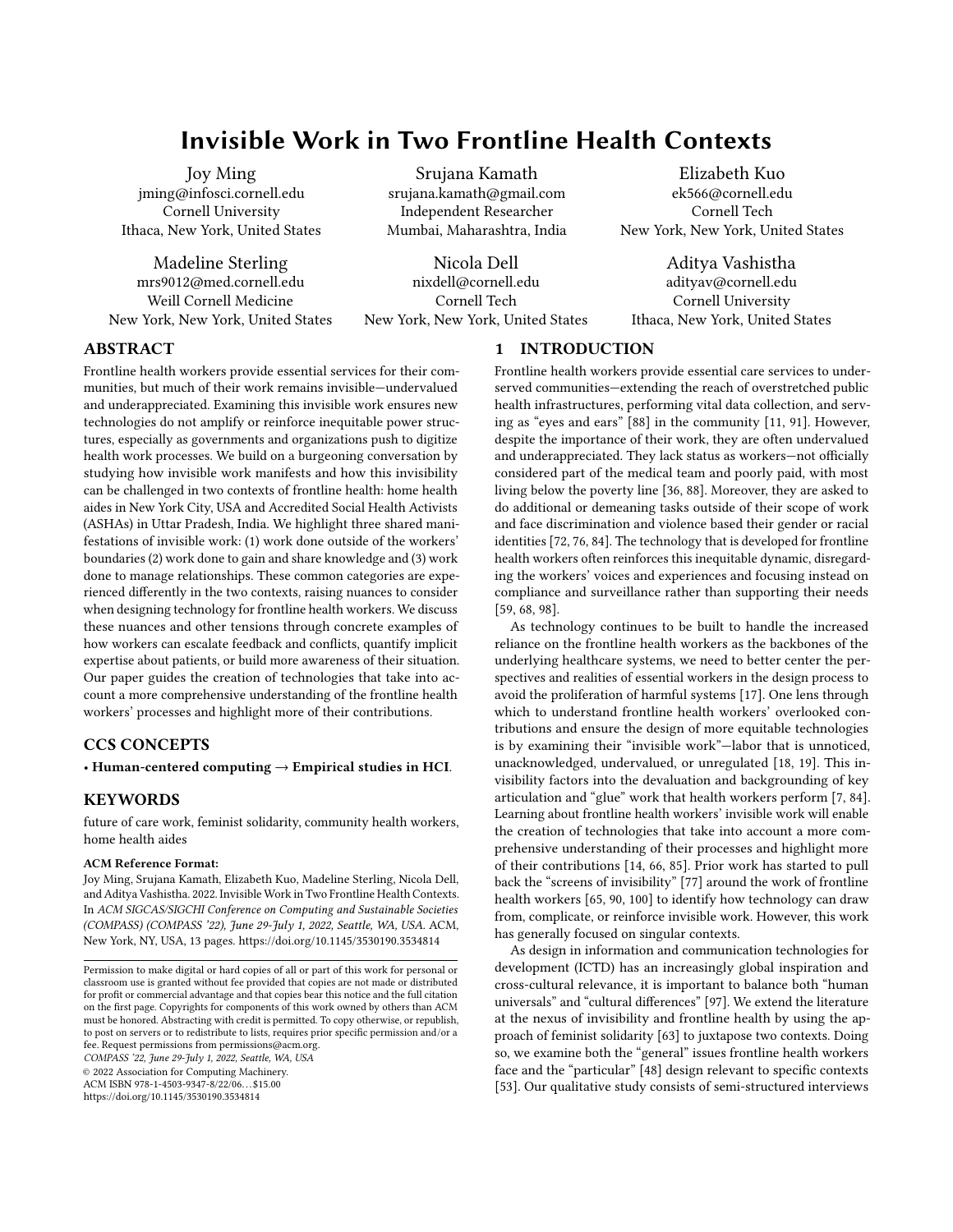# Invisible Work in Two Frontline Health Contexts

Joy Ming
jming@infosci.cornell.edu
Cornell University
Ithaca, New York, United States

Srujana Kamath
srujana.kamath@gmail.com
Independent Researcher
Mumbai, Maharashtra, India

Elizabeth Kuo
ek566@cornell.edu
Cornell Tech
New York, New York, United States

Madeline Sterling
mrs9012@med.cornell.edu
Weill Cornell Medicine
New York, New York, United States

Nicola Dell
nixdell@cornell.edu
Cornell Tech
New York, New York, United States

Aditya Vashistha
adityav@cornell.edu
Cornell University
Ithaca, New York, United States

## ABSTRACT

Frontline health workers provide essential services for their communities, but much of their work remains invisible—undervalued and underappreciated. Examining this invisible work ensures new technologies do not amplify or reinforce inequitable power structures, especially as governments and organizations push to digitize health work processes. We build on a burgeoning conversation by studying how invisible work manifests and how this invisibility can be challenged in two contexts of frontline health: home health aides in New York City, USA and Accredited Social Health Activists (ASHAs) in Uttar Pradesh, India. We highlight three shared manifestations of invisible work: (1) work done outside of the workers' boundaries (2) work done to gain and share knowledge and (3) work done to manage relationships. These common categories are experienced differently in the two contexts, raising nuances to consider when designing technology for frontline health workers. We discuss these nuances and other tensions through concrete examples of how workers can escalate feedback and conflicts, quantify implicit expertise about patients, or build more awareness of their situation. Our paper guides the creation of technologies that take into account a more comprehensive understanding of the frontline health workers' processes and highlight more of their contributions.

## CCS CONCEPTS

• **Human-centered computing → Empirical studies in HCI**.

## KEYWORDS

future of care work, feminist solidarity, community health workers, home health aides

**ACM Reference Format:**
Joy Ming, Srujana Kamath, Elizabeth Kuo, Madeline Sterling, Nicola Dell, and Aditya Vashistha. 2022. Invisible Work in Two Frontline Health Contexts. In *ACM SIGCAS/SIGCHI Conference on Computing and Sustainable Societies (COMPASS) (COMPASS '22), June 29-July 1, 2022, Seattle, WA, USA.* ACM, New York, NY, USA, 13 pages. https://doi.org/10.1145/3530190.3534814

Permission to make digital or hard copies of all or part of this work for personal or classroom use is granted without fee provided that copies are not made or distributed for profit or commercial advantage and that copies bear this notice and the full citation on the first page. Copyrights for components of this work owned by others than ACM must be honored. Abstracting with credit is permitted. To copy otherwise, or republish, to post on servers or to redistribute to lists, requires prior specific permission and/or a fee. Request permissions from permissions@acm.org.
*COMPASS '22, June 29-July 1, 2022, Seattle, WA, USA*
© 2022 Association for Computing Machinery.
ACM ISBN 978-1-4503-9347-8/22/06...$15.00
https://doi.org/10.1145/3530190.3534814

## 1 INTRODUCTION

Frontline health workers provide essential care services to underserved communities—extending the reach of overstretched public health infrastructures, performing vital data collection, and serving as "eyes and ears" [88] in the community [11, 91]. However, despite the importance of their work, they are often undervalued and underappreciated. They lack status as workers—not officially considered part of the medical team and poorly paid, with most living below the poverty line [36, 88]. Moreover, they are asked to do additional or demeaning tasks outside of their scope of work and face discrimination and violence based their gender or racial identities [72, 76, 84]. The technology that is developed for frontline health workers often reinforces this inequitable dynamic, disregarding the workers' voices and experiences and focusing instead on compliance and surveillance rather than supporting their needs [59, 68, 98].

As technology continues to be built to handle the increased reliance on the frontline health workers as the backbones of the underlying healthcare systems, we need to better center the perspectives and realities of essential workers in the design process to avoid the proliferation of harmful systems [17]. One lens through which to understand frontline health workers' overlooked contributions and ensure the design of more equitable technologies is by examining their "invisible work"—labor that is unnoticed, unacknowledged, undervalued, or unregulated [18, 19]. This invisibility factors into the devaluation and backgrounding of key articulation and "glue" work that health workers perform [7, 84]. Learning about frontline health workers' invisible work will enable the creation of technologies that take into account a more comprehensive understanding of their processes and highlight more of their contributions [14, 66, 85]. Prior work has started to pull back the "screens of invisibility" [77] around the work of frontline health workers [65, 90, 100] to identify how technology can draw from, complicate, or reinforce invisible work. However, this work has generally focused on singular contexts.

As design in information and communication technologies for development (ICTD) has an increasingly global inspiration and cross-cultural relevance, it is important to balance both "human universals" and "cultural differences" [97]. We extend the literature at the nexus of invisibility and frontline health by using the approach of feminist solidarity [63] to juxtapose two contexts. Doing so, we examine both the "general" issues frontline health workers face and the "particular" [48] design relevant to specific contexts [53]. Our qualitative study consists of semi-structured interviews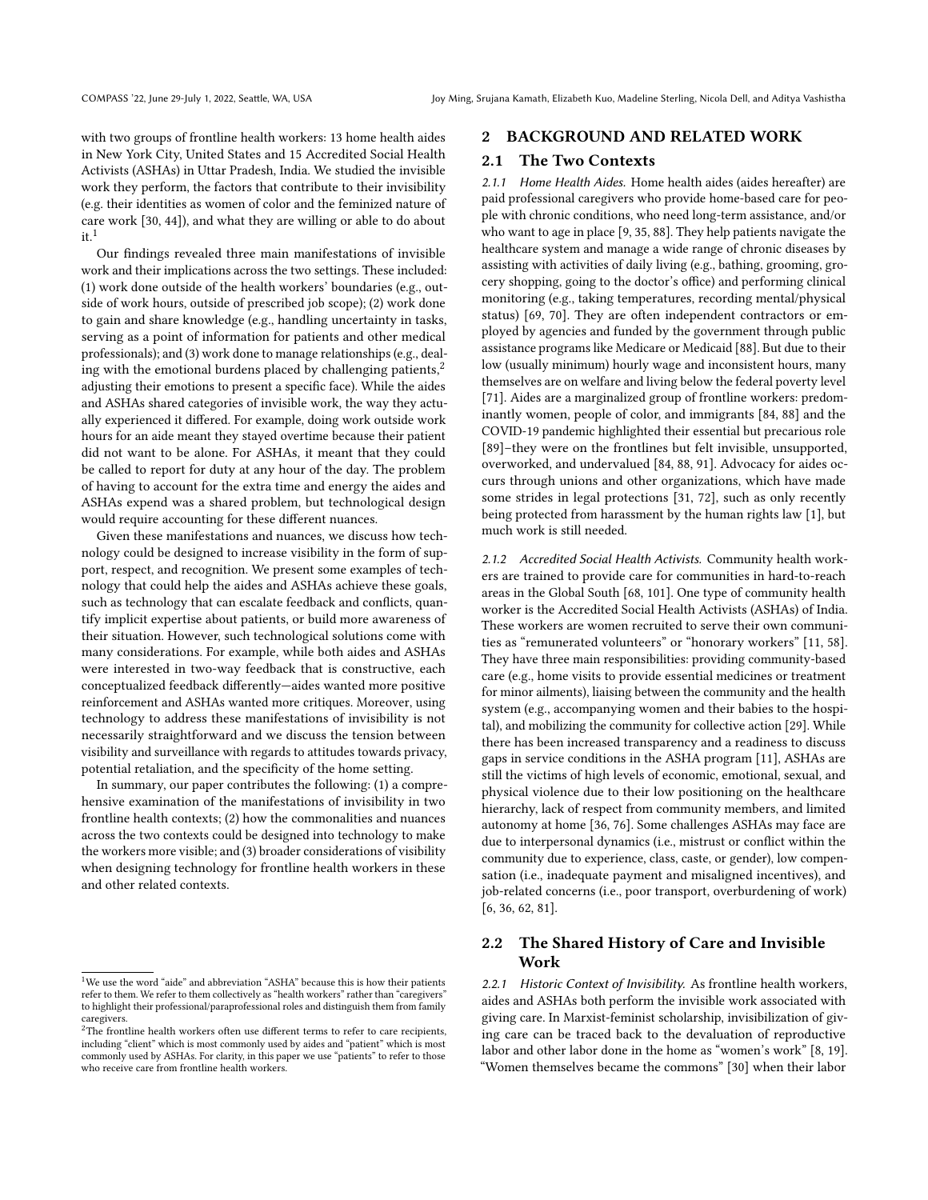with two groups of frontline health workers: 13 home health aides in New York City, United States and 15 Accredited Social Health Activists (ASHAs) in Uttar Pradesh, India. We studied the invisible work they perform, the factors that contribute to their invisibility (e.g. their identities as women of color and the feminized nature of care work [30, 44]), and what they are willing or able to do about it.[1]

Our findings revealed three main manifestations of invisible work and their implications across the two settings. These included: (1) work done outside of the health workers' boundaries (e.g., outside of work hours, outside of prescribed job scope); (2) work done to gain and share knowledge (e.g., handling uncertainty in tasks, serving as a point of information for patients and other medical professionals); and (3) work done to manage relationships (e.g., dealing with the emotional burdens placed by challenging patients,[2] adjusting their emotions to present a specific face). While the aides and ASHAs shared categories of invisible work, the way they actually experienced it differed. For example, doing work outside work hours for an aide meant they stayed overtime because their patient did not want to be alone. For ASHAs, it meant that they could be called to report for duty at any hour of the day. The problem of having to account for the extra time and energy the aides and ASHAs expend was a shared problem, but technological design would require accounting for these different nuances.

Given these manifestations and nuances, we discuss how technology could be designed to increase visibility in the form of support, respect, and recognition. We present some examples of technology that could help the aides and ASHAs achieve these goals, such as technology that can escalate feedback and conflicts, quantify implicit expertise about patients, or build more awareness of their situation. However, such technological solutions come with many considerations. For example, while both aides and ASHAs were interested in two-way feedback that is constructive, each conceptualized feedback differently—aides wanted more positive reinforcement and ASHAs wanted more critiques. Moreover, using technology to address these manifestations of invisibility is not necessarily straightforward and we discuss the tension between visibility and surveillance with regards to attitudes towards privacy, potential retaliation, and the specificity of the home setting.

In summary, our paper contributes the following: (1) a comprehensive examination of the manifestations of invisibility in two frontline health contexts; (2) how the commonalities and nuances across the two contexts could be designed into technology to make the workers more visible; and (3) broader considerations of visibility when designing technology for frontline health workers in these and other related contexts.

[1] We use the word "aide" and abbreviation "ASHA" because this is how their patients refer to them. We refer to them collectively as "health workers" rather than "caregivers" to highlight their professional/paraprofessional roles and distinguish them from family caregivers.

[2] The frontline health workers often use different terms to refer to care recipients, including "client" which is most commonly used by aides and "patient" which is most commonly used by ASHAs. For clarity, in this paper we use "patients" to refer to those who receive care from frontline health workers.

## 2 BACKGROUND AND RELATED WORK

### 2.1 The Two Contexts

*2.1.1 Home Health Aides.* Home health aides (aides hereafter) are paid professional caregivers who provide home-based care for people with chronic conditions, who need long-term assistance, and/or who want to age in place [9, 35, 88]. They help patients navigate the healthcare system and manage a wide range of chronic diseases by assisting with activities of daily living (e.g., bathing, grooming, grocery shopping, going to the doctor's office) and performing clinical monitoring (e.g., taking temperatures, recording mental/physical status) [69, 70]. They are often independent contractors or employed by agencies and funded by the government through public assistance programs like Medicare or Medicaid [88]. But due to their low (usually minimum) hourly wage and inconsistent hours, many themselves are on welfare and living below the federal poverty level [71]. Aides are a marginalized group of frontline workers: predominantly women, people of color, and immigrants [84, 88] and the COVID-19 pandemic highlighted their essential but precarious role [89]–they were on the frontlines but felt invisible, unsupported, overworked, and undervalued [84, 88, 91]. Advocacy for aides occurs through unions and other organizations, which have made some strides in legal protections [31, 72], such as only recently being protected from harassment by the human rights law [1], but much work is still needed.

*2.1.2 Accredited Social Health Activists.* Community health workers are trained to provide care for communities in hard-to-reach areas in the Global South [68, 101]. One type of community health worker is the Accredited Social Health Activists (ASHAs) of India. These workers are women recruited to serve their own communities as "remunerated volunteers" or "honorary workers" [11, 58]. They have three main responsibilities: providing community-based care (e.g., home visits to provide essential medicines or treatment for minor ailments), liaising between the community and the health system (e.g., accompanying women and their babies to the hospital), and mobilizing the community for collective action [29]. While there has been increased transparency and a readiness to discuss gaps in service conditions in the ASHA program [11], ASHAs are still the victims of high levels of economic, emotional, sexual, and physical violence due to their low positioning on the healthcare hierarchy, lack of respect from community members, and limited autonomy at home [36, 76]. Some challenges ASHAs may face are due to interpersonal dynamics (i.e., mistrust or conflict within the community due to experience, class, caste, or gender), low compensation (i.e., inadequate payment and misaligned incentives), and job-related concerns (i.e., poor transport, overburdening of work) [6, 36, 62, 81].

### 2.2 The Shared History of Care and Invisible Work

*2.2.1 Historic Context of Invisibility.* As frontline health workers, aides and ASHAs both perform the invisible work associated with giving care. In Marxist-feminist scholarship, invisibilization of giving care can be traced back to the devaluation of reproductive labor and other labor done in the home as "women's work" [8, 19]. "Women themselves became the commons" [30] when their labor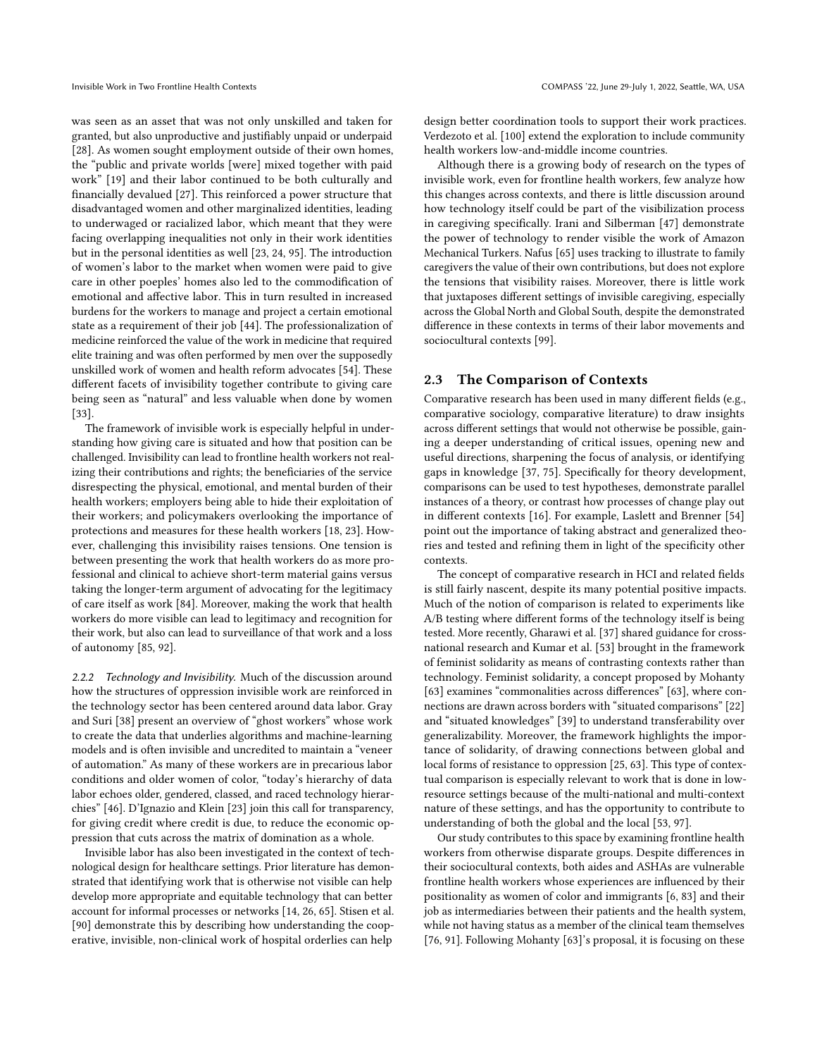was seen as an asset that was not only unskilled and taken for granted, but also unproductive and justifiably unpaid or underpaid [28]. As women sought employment outside of their own homes, the "public and private worlds [were] mixed together with paid work" [19] and their labor continued to be both culturally and financially devalued [27]. This reinforced a power structure that disadvantaged women and other marginalized identities, leading to underwaged or racialized labor, which meant that they were facing overlapping inequalities not only in their work identities but in the personal identities as well [23, 24, 95]. The introduction of women's labor to the market when women were paid to give care in other poeples' homes also led to the commodification of emotional and affective labor. This in turn resulted in increased burdens for the workers to manage and project a certain emotional state as a requirement of their job [44]. The professionalization of medicine reinforced the value of the work in medicine that required elite training and was often performed by men over the supposedly unskilled work of women and health reform advocates [54]. These different facets of invisibility together contribute to giving care being seen as "natural" and less valuable when done by women [33].

The framework of invisible work is especially helpful in understanding how giving care is situated and how that position can be challenged. Invisibility can lead to frontline health workers not realizing their contributions and rights; the beneficiaries of the service disrespecting the physical, emotional, and mental burden of their health workers; employers being able to hide their exploitation of their workers; and policymakers overlooking the importance of protections and measures for these health workers [18, 23]. However, challenging this invisibility raises tensions. One tension is between presenting the work that health workers do as more professional and clinical to achieve short-term material gains versus taking the longer-term argument of advocating for the legitimacy of care itself as work [84]. Moreover, making the work that health workers do more visible can lead to legitimacy and recognition for their work, but also can lead to surveillance of that work and a loss of autonomy [85, 92].

*2.2.2 Technology and Invisibility.* Much of the discussion around how the structures of oppression invisible work are reinforced in the technology sector has been centered around data labor. Gray and Suri [38] present an overview of "ghost workers" whose work to create the data that underlies algorithms and machine-learning models and is often invisible and uncredited to maintain a "veneer of automation." As many of these workers are in precarious labor conditions and older women of color, "today's hierarchy of data labor echoes older, gendered, classed, and raced technology hierarchies" [46]. D'Ignazio and Klein [23] join this call for transparency, for giving credit where credit is due, to reduce the economic oppression that cuts across the matrix of domination as a whole.

Invisible labor has also been investigated in the context of technological design for healthcare settings. Prior literature has demonstrated that identifying work that is otherwise not visible can help develop more appropriate and equitable technology that can better account for informal processes or networks [14, 26, 65]. Stisen et al. [90] demonstrate this by describing how understanding the cooperative, invisible, non-clinical work of hospital orderlies can help design better coordination tools to support their work practices. Verdezoto et al. [100] extend the exploration to include community health workers low-and-middle income countries.

Although there is a growing body of research on the types of invisible work, even for frontline health workers, few analyze how this changes across contexts, and there is little discussion around how technology itself could be part of the visibilization process in caregiving specifically. Irani and Silberman [47] demonstrate the power of technology to render visible the work of Amazon Mechanical Turkers. Nafus [65] uses tracking to illustrate to family caregivers the value of their own contributions, but does not explore the tensions that visibility raises. Moreover, there is little work that juxtaposes different settings of invisible caregiving, especially across the Global North and Global South, despite the demonstrated difference in these contexts in terms of their labor movements and sociocultural contexts [99].

## 2.3 The Comparison of Contexts

Comparative research has been used in many different fields (e.g., comparative sociology, comparative literature) to draw insights across different settings that would not otherwise be possible, gaining a deeper understanding of critical issues, opening new and useful directions, sharpening the focus of analysis, or identifying gaps in knowledge [37, 75]. Specifically for theory development, comparisons can be used to test hypotheses, demonstrate parallel instances of a theory, or contrast how processes of change play out in different contexts [16]. For example, Laslett and Brenner [54] point out the importance of taking abstract and generalized theories and tested and refining them in light of the specificity other contexts.

The concept of comparative research in HCI and related fields is still fairly nascent, despite its many potential positive impacts. Much of the notion of comparison is related to experiments like A/B testing where different forms of the technology itself is being tested. More recently, Gharawi et al. [37] shared guidance for cross-national research and Kumar et al. [53] brought in the framework of feminist solidarity as means of contrasting contexts rather than technology. Feminist solidarity, a concept proposed by Mohanty [63] examines "commonalities across differences" [63], where connections are drawn across borders with "situated comparisons" [22] and "situated knowledges" [39] to understand transferability over generalizability. Moreover, the framework highlights the importance of solidarity, of drawing connections between global and local forms of resistance to oppression [25, 63]. This type of contextual comparison is especially relevant to work that is done in low-resource settings because of the multi-national and multi-context nature of these settings, and has the opportunity to contribute to understanding of both the global and the local [53, 97].

Our study contributes to this space by examining frontline health workers from otherwise disparate groups. Despite differences in their sociocultural contexts, both aides and ASHAs are vulnerable frontline health workers whose experiences are influenced by their positionality as women of color and immigrants [6, 83] and their job as intermediaries between their patients and the health system, while not having status as a member of the clinical team themselves [76, 91]. Following Mohanty [63]'s proposal, it is focusing on these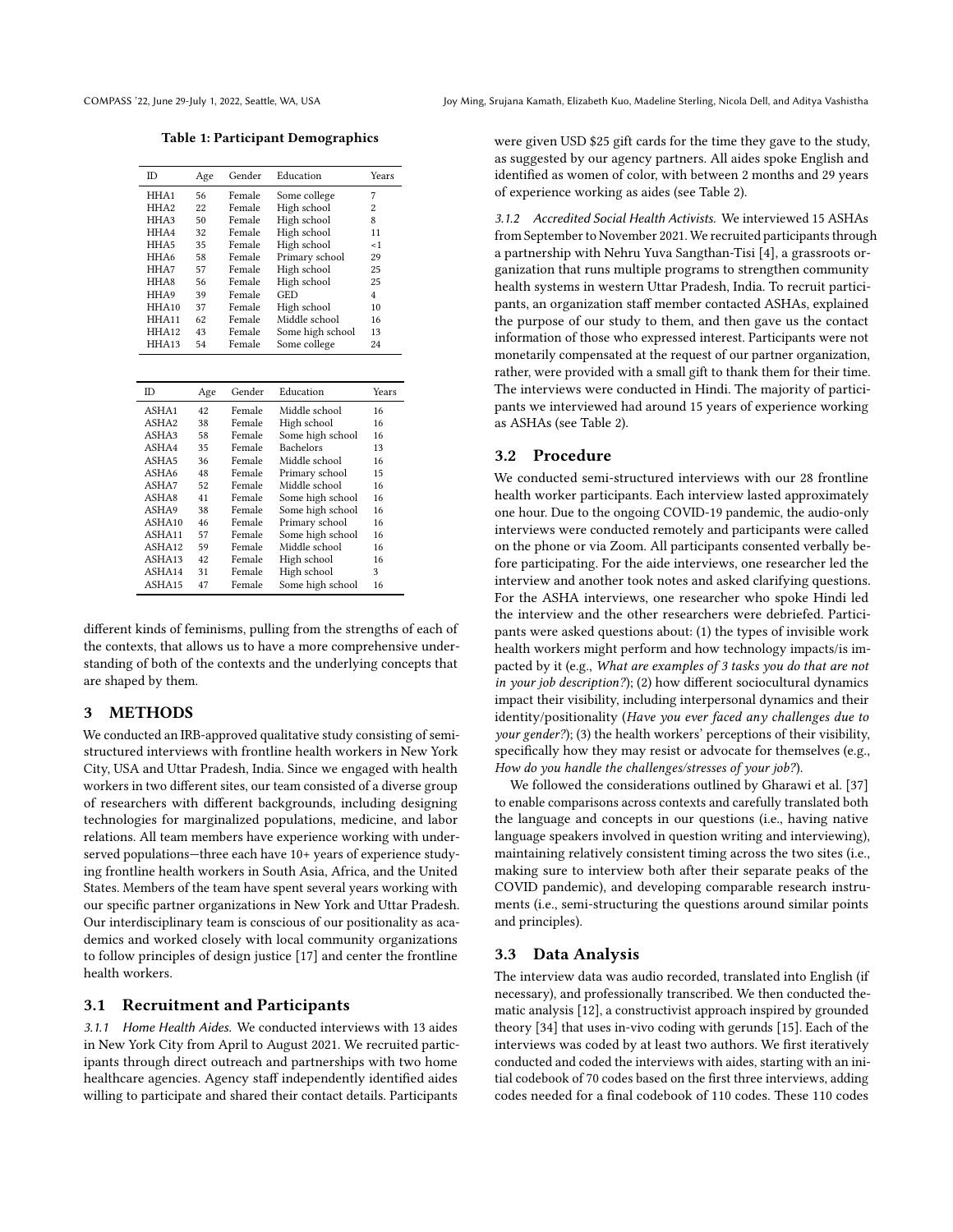**Table 1: Participant Demographics**

| ID | Age | Gender | Education | Years |
|---|---|---|---|---|
| HHA1 | 56 | Female | Some college | 7 |
| HHA2 | 22 | Female | High school | 2 |
| HHA3 | 50 | Female | High school | 8 |
| HHA4 | 32 | Female | High school | 11 |
| HHA5 | 35 | Female | High school | <1 |
| HHA6 | 58 | Female | Primary school | 29 |
| HHA7 | 57 | Female | High school | 25 |
| HHA8 | 56 | Female | High school | 25 |
| HHA9 | 39 | Female | GED | 4 |
| HHA10 | 37 | Female | High school | 10 |
| HHA11 | 62 | Female | Middle school | 16 |
| HHA12 | 43 | Female | Some high school | 13 |
| HHA13 | 54 | Female | Some college | 24 |

| ID | Age | Gender | Education | Years |
|---|---|---|---|---|
| ASHA1 | 42 | Female | Middle school | 16 |
| ASHA2 | 38 | Female | High school | 16 |
| ASHA3 | 58 | Female | Some high school | 16 |
| ASHA4 | 35 | Female | Bachelors | 13 |
| ASHA5 | 36 | Female | Middle school | 16 |
| ASHA6 | 48 | Female | Primary school | 15 |
| ASHA7 | 52 | Female | Middle school | 16 |
| ASHA8 | 41 | Female | Some high school | 16 |
| ASHA9 | 38 | Female | Some high school | 16 |
| ASHA10 | 46 | Female | Primary school | 16 |
| ASHA11 | 57 | Female | Some high school | 16 |
| ASHA12 | 59 | Female | Middle school | 16 |
| ASHA13 | 42 | Female | High school | 16 |
| ASHA14 | 31 | Female | High school | 3 |
| ASHA15 | 47 | Female | Some high school | 16 |

different kinds of feminisms, pulling from the strengths of each of the contexts, that allows us to have a more comprehensive understanding of both of the contexts and the underlying concepts that are shaped by them.

## 3 METHODS

We conducted an IRB-approved qualitative study consisting of semi-structured interviews with frontline health workers in New York City, USA and Uttar Pradesh, India. Since we engaged with health workers in two different sites, our team consisted of a diverse group of researchers with different backgrounds, including designing technologies for marginalized populations, medicine, and labor relations. All team members have experience working with underserved populations—three each have 10+ years of experience studying frontline health workers in South Asia, Africa, and the United States. Members of the team have spent several years working with our specific partner organizations in New York and Uttar Pradesh. Our interdisciplinary team is conscious of our positionality as academics and worked closely with local community organizations to follow principles of design justice [17] and center the frontline health workers.

### 3.1 Recruitment and Participants

*3.1.1 Home Health Aides.* We conducted interviews with 13 aides in New York City from April to August 2021. We recruited participants through direct outreach and partnerships with two home healthcare agencies. Agency staff independently identified aides willing to participate and shared their contact details. Participants were given USD $25 gift cards for the time they gave to the study, as suggested by our agency partners. All aides spoke English and identified as women of color, with between 2 months and 29 years of experience working as aides (see Table 2).

*3.1.2 Accredited Social Health Activists.* We interviewed 15 ASHAs from September to November 2021. We recruited participants through a partnership with Nehru Yuva Sangthan-Tisi [4], a grassroots organization that runs multiple programs to strengthen community health systems in western Uttar Pradesh, India. To recruit participants, an organization staff member contacted ASHAs, explained the purpose of our study to them, and then gave us the contact information of those who expressed interest. Participants were not monetarily compensated at the request of our partner organization, rather, were provided with a small gift to thank them for their time. The interviews were conducted in Hindi. The majority of participants we interviewed had around 15 years of experience working as ASHAs (see Table 2).

### 3.2 Procedure

We conducted semi-structured interviews with our 28 frontline health worker participants. Each interview lasted approximately one hour. Due to the ongoing COVID-19 pandemic, the audio-only interviews were conducted remotely and participants were called on the phone or via Zoom. All participants consented verbally before participating. For the aide interviews, one researcher led the interview and another took notes and asked clarifying questions. For the ASHA interviews, one researcher who spoke Hindi led the interview and the other researchers were debriefed. Participants were asked questions about: (1) the types of invisible work health workers might perform and how technology impacts/is impacted by it (e.g., *What are examples of 3 tasks you do that are not in your job description?*); (2) how different sociocultural dynamics impact their visibility, including interpersonal dynamics and their identity/positionality (*Have you ever faced any challenges due to your gender?*); (3) the health workers' perceptions of their visibility, specifically how they may resist or advocate for themselves (e.g., *How do you handle the challenges/stresses of your job?*).

We followed the considerations outlined by Gharawi et al. [37] to enable comparisons across contexts and carefully translated both the language and concepts in our questions (i.e., having native language speakers involved in question writing and interviewing), maintaining relatively consistent timing across the two sites (i.e., making sure to interview both after their separate peaks of the COVID pandemic), and developing comparable research instruments (i.e., semi-structuring the questions around similar points and principles).

### 3.3 Data Analysis

The interview data was audio recorded, translated into English (if necessary), and professionally transcribed. We then conducted thematic analysis [12], a constructivist approach inspired by grounded theory [34] that uses in-vivo coding with gerunds [15]. Each of the interviews was coded by at least two authors. We first iteratively conducted and coded the interviews with aides, starting with an initial codebook of 70 codes based on the first three interviews, adding codes needed for a final codebook of 110 codes. These 110 codes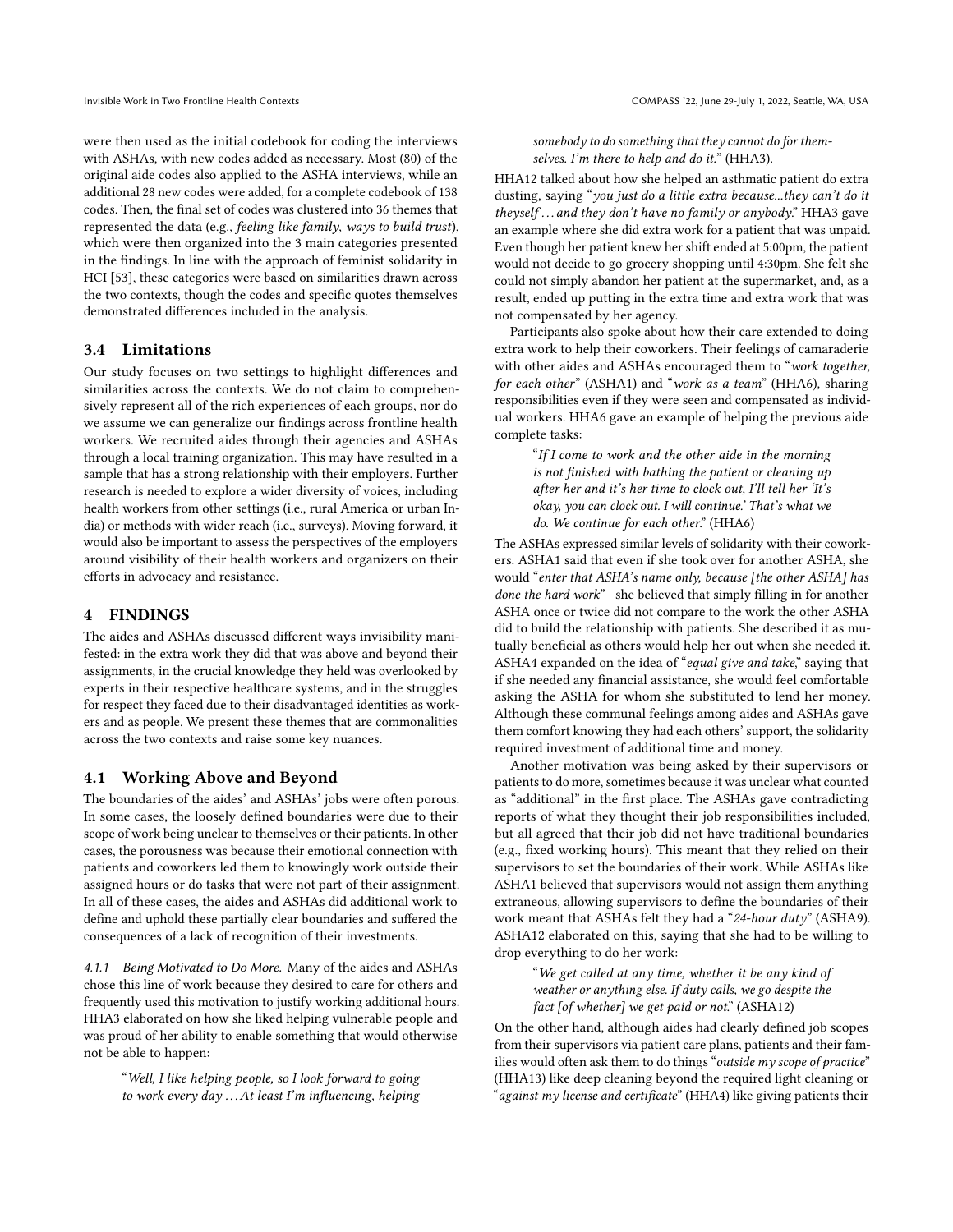were then used as the initial codebook for coding the interviews with ASHAs, with new codes added as necessary. Most (80) of the original aide codes also applied to the ASHA interviews, while an additional 28 new codes were added, for a complete codebook of 138 codes. Then, the final set of codes was clustered into 36 themes that represented the data (e.g., *feeling like family*, *ways to build trust*), which were then organized into the 3 main categories presented in the findings. In line with the approach of feminist solidarity in HCI [53], these categories were based on similarities drawn across the two contexts, though the codes and specific quotes themselves demonstrated differences included in the analysis.

### 3.4 Limitations

Our study focuses on two settings to highlight differences and similarities across the contexts. We do not claim to comprehensively represent all of the rich experiences of each groups, nor do we assume we can generalize our findings across frontline health workers. We recruited aides through their agencies and ASHAs through a local training organization. This may have resulted in a sample that has a strong relationship with their employers. Further research is needed to explore a wider diversity of voices, including health workers from other settings (i.e., rural America or urban India) or methods with wider reach (i.e., surveys). Moving forward, it would also be important to assess the perspectives of the employers around visibility of their health workers and organizers on their efforts in advocacy and resistance.

## 4 FINDINGS

The aides and ASHAs discussed different ways invisibility manifested: in the extra work they did that was above and beyond their assignments, in the crucial knowledge they held was overlooked by experts in their respective healthcare systems, and in the struggles for respect they faced due to their disadvantaged identities as workers and as people. We present these themes that are commonalities across the two contexts and raise some key nuances.

### 4.1 Working Above and Beyond

The boundaries of the aides' and ASHAs' jobs were often porous. In some cases, the loosely defined boundaries were due to their scope of work being unclear to themselves or their patients. In other cases, the porousness was because their emotional connection with patients and coworkers led them to knowingly work outside their assigned hours or do tasks that were not part of their assignment. In all of these cases, the aides and ASHAs did additional work to define and uphold these partially clear boundaries and suffered the consequences of a lack of recognition of their investments.

*4.1.1 Being Motivated to Do More.* Many of the aides and ASHAs chose this line of work because they desired to care for others and frequently used this motivation to justify working additional hours. HHA3 elaborated on how she liked helping vulnerable people and was proud of her ability to enable something that would otherwise not be able to happen:

> "*Well, I like helping people, so I look forward to going to work every day . . . At least I'm influencing, helping somebody to do something that they cannot do for themselves. I'm there to help and do it.*" (HHA3).

HHA12 talked about how she helped an asthmatic patient do extra dusting, saying "*you just do a little extra because...they can't do it theyself . . . and they don't have no family or anybody.*" HHA3 gave an example where she did extra work for a patient that was unpaid. Even though her patient knew her shift ended at 5:00pm, the patient would not decide to go grocery shopping until 4:30pm. She felt she could not simply abandon her patient at the supermarket, and, as a result, ended up putting in the extra time and extra work that was not compensated by her agency.

Participants also spoke about how their care extended to doing extra work to help their coworkers. Their feelings of camaraderie with other aides and ASHAs encouraged them to "*work together, for each other*" (ASHA1) and "*work as a team*" (HHA6), sharing responsibilities even if they were seen and compensated as individual workers. HHA6 gave an example of helping the previous aide complete tasks:

> "*If I come to work and the other aide in the morning is not finished with bathing the patient or cleaning up after her and it's her time to clock out, I'll tell her 'It's okay, you can clock out. I will continue.' That's what we do. We continue for each other.*" (HHA6)

The ASHAs expressed similar levels of solidarity with their coworkers. ASHA1 said that even if she took over for another ASHA, she would "*enter that ASHA's name only, because [the other ASHA] has done the hard work*"—she believed that simply filling in for another ASHA once or twice did not compare to the work the other ASHA did to build the relationship with patients. She described it as mutually beneficial as others would help her out when she needed it. ASHA4 expanded on the idea of "*equal give and take*," saying that if she needed any financial assistance, she would feel comfortable asking the ASHA for whom she substituted to lend her money. Although these communal feelings among aides and ASHAs gave them comfort knowing they had each others' support, the solidarity required investment of additional time and money.

Another motivation was being asked by their supervisors or patients to do more, sometimes because it was unclear what counted as "additional" in the first place. The ASHAs gave contradicting reports of what they thought their job responsibilities included, but all agreed that their job did not have traditional boundaries (e.g., fixed working hours). This meant that they relied on their supervisors to set the boundaries of their work. While ASHAs like ASHA1 believed that supervisors would not assign them anything extraneous, allowing supervisors to define the boundaries of their work meant that ASHAs felt they had a "*24-hour duty*" (ASHA9). ASHA12 elaborated on this, saying that she had to be willing to drop everything to do her work:

> "*We get called at any time, whether it be any kind of weather or anything else. If duty calls, we go despite the fact [of whether] we get paid or not.*" (ASHA12)

On the other hand, although aides had clearly defined job scopes from their supervisors via patient care plans, patients and their families would often ask them to do things "*outside my scope of practice*" (HHA13) like deep cleaning beyond the required light cleaning or "*against my license and certificate*" (HHA4) like giving patients their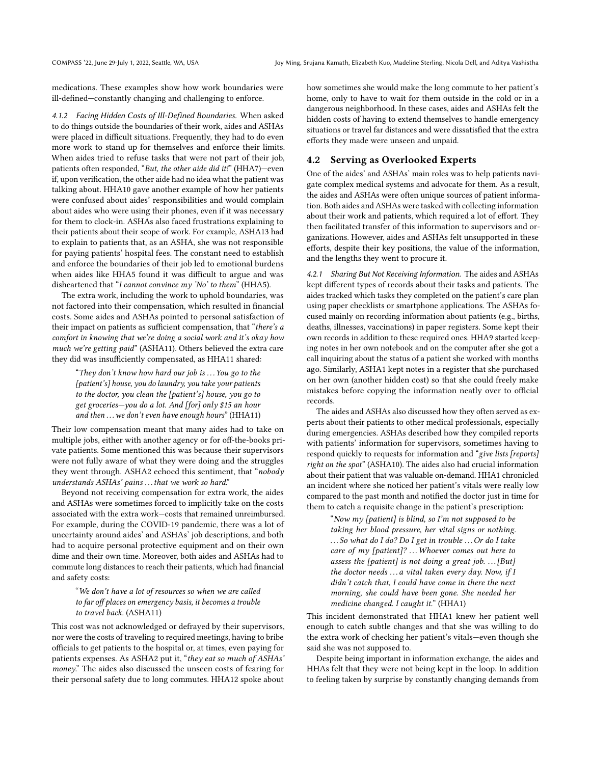medications. These examples show how work boundaries were ill-defined—constantly changing and challenging to enforce.

#### 4.1.2 Facing Hidden Costs of Ill-Defined Boundaries.

When asked to do things outside the boundaries of their work, aides and ASHAs were placed in difficult situations. Frequently, they had to do even more work to stand up for themselves and enforce their limits. When aides tried to refuse tasks that were not part of their job, patients often responded, "*But, the other aide did it!*" (HHA7)—even if, upon verification, the other aide had no idea what the patient was talking about. HHA10 gave another example of how her patients were confused about aides' responsibilities and would complain about aides who were using their phones, even if it was necessary for them to clock-in. ASHAs also faced frustrations explaining to their patients about their scope of work. For example, ASHA13 had to explain to patients that, as an ASHA, she was not responsible for paying patients' hospital fees. The constant need to establish and enforce the boundaries of their job led to emotional burdens when aides like HHA5 found it was difficult to argue and was disheartened that "*I cannot convince my 'No' to them*" (HHA5).

The extra work, including the work to uphold boundaries, was not factored into their compensation, which resulted in financial costs. Some aides and ASHAs pointed to personal satisfaction of their impact on patients as sufficient compensation, that "*there's a comfort in knowing that we're doing a social work and it's okay how much we're getting paid*" (ASHA11). Others believed the extra care they did was insufficiently compensated, as HHA11 shared:

> "*They don't know how hard our job is ... You go to the [patient's] house, you do laundry, you take your patients to the doctor, you clean the [patient's] house, you go to get groceries—you do a lot. And [for] only $15 an hour and then ... we don't even have enough hours*" (HHA11)

Their low compensation meant that many aides had to take on multiple jobs, either with another agency or for off-the-books private patients. Some mentioned this was because their supervisors were not fully aware of what they were doing and the struggles they went through. ASHA2 echoed this sentiment, that "*nobody understands ASHAs' pains ... that we work so hard.*"

Beyond not receiving compensation for extra work, the aides and ASHAs were sometimes forced to implicitly take on the costs associated with the extra work—costs that remained unreimbursed. For example, during the COVID-19 pandemic, there was a lot of uncertainty around aides' and ASHAs' job descriptions, and both had to acquire personal protective equipment and on their own dime and their own time. Moreover, both aides and ASHAs had to commute long distances to reach their patients, which had financial and safety costs:

> "*We don't have a lot of resources so when we are called to far off places on emergency basis, it becomes a trouble to travel back.* (ASHA11)

This cost was not acknowledged or defrayed by their supervisors, nor were the costs of traveling to required meetings, having to bribe officials to get patients to the hospital or, at times, even paying for patients expenses. As ASHA2 put it, "*they eat so much of ASHAs' money.*" The aides also discussed the unseen costs of fearing for their personal safety due to long commutes. HHA12 spoke about how sometimes she would make the long commute to her patient's home, only to have to wait for them outside in the cold or in a dangerous neighborhood. In these cases, aides and ASHAs felt the hidden costs of having to extend themselves to handle emergency situations or travel far distances and were dissatisfied that the extra efforts they made were unseen and unpaid.

### 4.2 Serving as Overlooked Experts

One of the aides' and ASHAs' main roles was to help patients navigate complex medical systems and advocate for them. As a result, the aides and ASHAs were often unique sources of patient information. Both aides and ASHAs were tasked with collecting information about their work and patients, which required a lot of effort. They then facilitated transfer of this information to supervisors and organizations. However, aides and ASHAs felt unsupported in these efforts, despite their key positions, the value of the information, and the lengths they went to procure it.

#### 4.2.1 Sharing But Not Receiving Information.

The aides and ASHAs kept different types of records about their tasks and patients. The aides tracked which tasks they completed on the patient's care plan using paper checklists or smartphone applications. The ASHAs focused mainly on recording information about patients (e.g., births, deaths, illnesses, vaccinations) in paper registers. Some kept their own records in addition to these required ones. HHA9 started keeping notes in her own notebook and on the computer after she got a call inquiring about the status of a patient she worked with months ago. Similarly, ASHA1 kept notes in a register that she purchased on her own (another hidden cost) so that she could freely make mistakes before copying the information neatly over to official records.

The aides and ASHAs also discussed how they often served as experts about their patients to other medical professionals, especially during emergencies. ASHAs described how they compiled reports with patients' information for supervisors, sometimes having to respond quickly to requests for information and "*give lists [reports] right on the spot*" (ASHA10). The aides also had crucial information about their patient that was valuable on-demand. HHA1 chronicled an incident where she noticed her patient's vitals were really low compared to the past month and notified the doctor just in time for them to catch a requisite change in the patient's prescription:

> "*Now my [patient] is blind, so I'm not supposed to be taking her blood pressure, her vital signs or nothing. ... So what do I do? Do I get in trouble ... Or do I take care of my [patient]? ... Whoever comes out here to assess the [patient] is not doing a great job. ... [But] the doctor needs ... a vital taken every day. Now, if I didn't catch that, I could have come in there the next morning, she could have been gone. She needed her medicine changed. I caught it.*" (HHA1)

This incident demonstrated that HHA1 knew her patient well enough to catch subtle changes and that she was willing to do the extra work of checking her patient's vitals—even though she said she was not supposed to.

Despite being important in information exchange, the aides and HHAs felt that they were not being kept in the loop. In addition to feeling taken by surprise by constantly changing demands from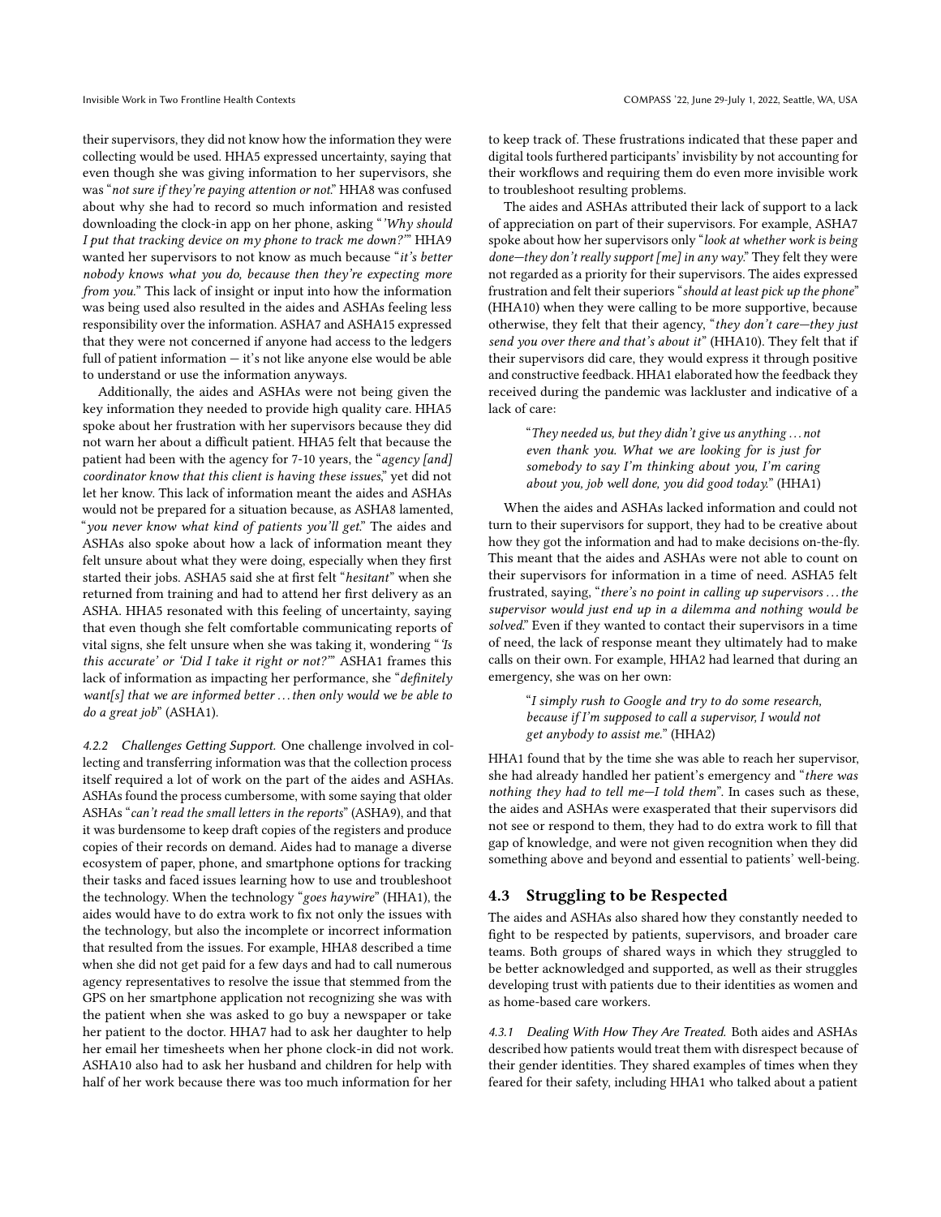their supervisors, they did not know how the information they were collecting would be used. HHA5 expressed uncertainty, saying that even though she was giving information to her supervisors, she was "*not sure if they're paying attention or not*." HHA8 was confused about why she had to record so much information and resisted downloading the clock-in app on her phone, asking "*'Why should I put that tracking device on my phone to track me down?'*" HHA9 wanted her supervisors to not know as much because "*it's better nobody knows what you do, because then they're expecting more from you.*" This lack of insight or input into how the information was being used also resulted in the aides and ASHAs feeling less responsibility over the information. ASHA7 and ASHA15 expressed that they were not concerned if anyone had access to the ledgers full of patient information — it's not like anyone else would be able to understand or use the information anyways.

Additionally, the aides and ASHAs were not being given the key information they needed to provide high quality care. HHA5 spoke about her frustration with her supervisors because they did not warn her about a difficult patient. HHA5 felt that because the patient had been with the agency for 7-10 years, the "*agency [and] coordinator know that this client is having these issues*," yet did not let her know. This lack of information meant the aides and ASHAs would not be prepared for a situation because, as ASHA8 lamented, "*you never know what kind of patients you'll get*." The aides and ASHAs also spoke about how a lack of information meant they felt unsure about what they were doing, especially when they first started their jobs. ASHA5 said she at first felt "*hesitant*" when she returned from training and had to attend her first delivery as an ASHA. HHA5 resonated with this feeling of uncertainty, saying that even though she felt comfortable communicating reports of vital signs, she felt unsure when she was taking it, wondering "*'Is this accurate' or 'Did I take it right or not?'*" ASHA1 frames this lack of information as impacting her performance, she "*definitely want[s] that we are informed better . . . then only would we be able to do a great job*" (ASHA1).

*4.2.2 Challenges Getting Support.* One challenge involved in collecting and transferring information was that the collection process itself required a lot of work on the part of the aides and ASHAs. ASHAs found the process cumbersome, with some saying that older ASHAs "*can't read the small letters in the reports*" (ASHA9), and that it was burdensome to keep draft copies of the registers and produce copies of their records on demand. Aides had to manage a diverse ecosystem of paper, phone, and smartphone options for tracking their tasks and faced issues learning how to use and troubleshoot the technology. When the technology "*goes haywire*" (HHA1), the aides would have to do extra work to fix not only the issues with the technology, but also the incomplete or incorrect information that resulted from the issues. For example, HHA8 described a time when she did not get paid for a few days and had to call numerous agency representatives to resolve the issue that stemmed from the GPS on her smartphone application not recognizing she was with the patient when she was asked to go buy a newspaper or take her patient to the doctor. HHA7 had to ask her daughter to help her email her timesheets when her phone clock-in did not work. ASHA10 also had to ask her husband and children for help with half of her work because there was too much information for her to keep track of. These frustrations indicated that these paper and digital tools furthered participants' invisbility by not accounting for their workflows and requiring them do even more invisible work to troubleshoot resulting problems.

The aides and ASHAs attributed their lack of support to a lack of appreciation on part of their supervisors. For example, ASHA7 spoke about how her supervisors only "*look at whether work is being done—they don't really support [me] in any way*." They felt they were not regarded as a priority for their supervisors. The aides expressed frustration and felt their superiors "*should at least pick up the phone*" (HHA10) when they were calling to be more supportive, because otherwise, they felt that their agency, "*they don't care—they just send you over there and that's about it*" (HHA10). They felt that if their supervisors did care, they would express it through positive and constructive feedback. HHA1 elaborated how the feedback they received during the pandemic was lackluster and indicative of a lack of care:

> "*They needed us, but they didn't give us anything . . . not even thank you. What we are looking for is just for somebody to say I'm thinking about you, I'm caring about you, job well done, you did good today.*" (HHA1)

When the aides and ASHAs lacked information and could not turn to their supervisors for support, they had to be creative about how they got the information and had to make decisions on-the-fly. This meant that the aides and ASHAs were not able to count on their supervisors for information in a time of need. ASHA5 felt frustrated, saying, "*there's no point in calling up supervisors . . . the supervisor would just end up in a dilemma and nothing would be solved*." Even if they wanted to contact their supervisors in a time of need, the lack of response meant they ultimately had to make calls on their own. For example, HHA2 had learned that during an emergency, she was on her own:

> "*I simply rush to Google and try to do some research, because if I'm supposed to call a supervisor, I would not get anybody to assist me.*" (HHA2)

HHA1 found that by the time she was able to reach her supervisor, she had already handled her patient's emergency and "*there was nothing they had to tell me—I told them*". In cases such as these, the aides and ASHAs were exasperated that their supervisors did not see or respond to them, they had to do extra work to fill that gap of knowledge, and were not given recognition when they did something above and beyond and essential to patients' well-being.

## 4.3 Struggling to be Respected

The aides and ASHAs also shared how they constantly needed to fight to be respected by patients, supervisors, and broader care teams. Both groups of shared ways in which they struggled to be better acknowledged and supported, as well as their struggles developing trust with patients due to their identities as women and as home-based care workers.

*4.3.1 Dealing With How They Are Treated.* Both aides and ASHAs described how patients would treat them with disrespect because of their gender identities. They shared examples of times when they feared for their safety, including HHA1 who talked about a patient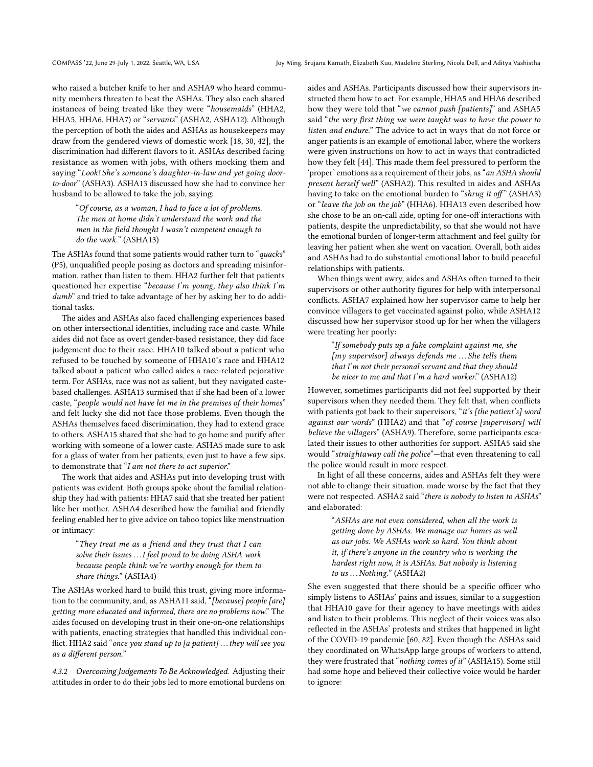who raised a butcher knife to her and ASHA9 who heard community members threaten to beat the ASHAs. They also each shared instances of being treated like they were "*housemaids*" (HHA2, HHA5, HHA6, HHA7) or "*servants*" (ASHA2, ASHA12). Although the perception of both the aides and ASHAs as housekeepers may draw from the gendered views of domestic work [18, 30, 42], the discrimination had different flavors to it. ASHAs described facing resistance as women with jobs, with others mocking them and saying "*Look! She's someone's daughter-in-law and yet going door-to-door*" (ASHA3). ASHA13 discussed how she had to convince her husband to be allowed to take the job, saying:

> "*Of course, as a woman, I had to face a lot of problems. The men at home didn't understand the work and the men in the field thought I wasn't competent enough to do the work.*" (ASHA13)

The ASHAs found that some patients would rather turn to "*quacks*" (P5), unqualified people posing as doctors and spreading misinformation, rather than listen to them. HHA2 further felt that patients questioned her expertise "*because I'm young, they also think I'm dumb*" and tried to take advantage of her by asking her to do additional tasks.

The aides and ASHAs also faced challenging experiences based on other intersectional identities, including race and caste. While aides did not face as overt gender-based resistance, they did face judgement due to their race. HHA10 talked about a patient who refused to be touched by someone of HHA10's race and HHA12 talked about a patient who called aides a race-related pejorative term. For ASHAs, race was not as salient, but they navigated caste-based challenges. ASHA13 surmised that if she had been of a lower caste, "*people would not have let me in the premises of their homes*" and felt lucky she did not face those problems. Even though the ASHAs themselves faced discrimination, they had to extend grace to others. ASHA15 shared that she had to go home and purify after working with someone of a lower caste. ASHA5 made sure to ask for a glass of water from her patients, even just to have a few sips, to demonstrate that "*I am not there to act superior.*"

The work that aides and ASHAs put into developing trust with patients was evident. Both groups spoke about the familial relationship they had with patients: HHA7 said that she treated her patient like her mother. ASHA4 described how the familial and friendly feeling enabled her to give advice on taboo topics like menstruation or intimacy:

> "*They treat me as a friend and they trust that I can solve their issues . . . I feel proud to be doing ASHA work because people think we're worthy enough for them to share things.*" (ASHA4)

The ASHAs worked hard to build this trust, giving more information to the community, and, as ASHA11 said, "*[because] people [are] getting more educated and informed, there are no problems now.*" The aides focused on developing trust in their one-on-one relationships with patients, enacting strategies that handled this individual conflict. HHA2 said "*once you stand up to [a patient] . . . they will see you as a different person.*"

#### 4.3.2 Overcoming Judgements To Be Acknowledged.

Adjusting their attitudes in order to do their jobs led to more emotional burdens on aides and ASHAs. Participants discussed how their supervisors instructed them how to act. For example, HHA5 and HHA6 described how they were told that "*we cannot push [patients]*" and ASHA5 said "*the very first thing we were taught was to have the power to listen and endure.*" The advice to act in ways that do not force or anger patients is an example of emotional labor, where the workers were given instructions on how to act in ways that contradicted how they felt [44]. This made them feel pressured to perform the 'proper' emotions as a requirement of their jobs, as "*an ASHA should present herself well*" (ASHA2). This resulted in aides and ASHAs having to take on the emotional burden to "*shrug it off*" (ASHA3) or "*leave the job on the job*" (HHA6). HHA13 even described how she chose to be an on-call aide, opting for one-off interactions with patients, despite the unpredictability, so that she would not have the emotional burden of longer-term attachment and feel guilty for leaving her patient when she went on vacation. Overall, both aides and ASHAs had to do substantial emotional labor to build peaceful relationships with patients.

When things went awry, aides and ASHAs often turned to their supervisors or other authority figures for help with interpersonal conflicts. ASHA7 explained how her supervisor came to help her convince villagers to get vaccinated against polio, while ASHA12 discussed how her supervisor stood up for her when the villagers were treating her poorly:

> "*If somebody puts up a fake complaint against me, she [my supervisor] always defends me . . . She tells them that I'm not their personal servant and that they should be nicer to me and that I'm a hard worker.*" (ASHA12)

However, sometimes participants did not feel supported by their supervisors when they needed them. They felt that, when conflicts with patients got back to their supervisors, "*it's [the patient's] word against our words*" (HHA2) and that "*of course [supervisors] will believe the villagers*" (ASHA9). Therefore, some participants escalated their issues to other authorities for support. ASHA5 said she would "*straightaway call the police*"—that even threatening to call the police would result in more respect.

In light of all these concerns, aides and ASHAs felt they were not able to change their situation, made worse by the fact that they were not respected. ASHA2 said "*there is nobody to listen to ASHAs*" and elaborated:

> "*ASHAs are not even considered, when all the work is getting done by ASHAs. We manage our homes as well as our jobs. We ASHAs work so hard. You think about it, if there's anyone in the country who is working the hardest right now, it is ASHAs. But nobody is listening to us . . . Nothing.*" (ASHA2)

She even suggested that there should be a specific officer who simply listens to ASHAs' pains and issues, similar to a suggestion that HHA10 gave for their agency to have meetings with aides and listen to their problems. This neglect of their voices was also reflected in the ASHAs' protests and strikes that happened in light of the COVID-19 pandemic [60, 82]. Even though the ASHAs said they coordinated on WhatsApp large groups of workers to attend, they were frustrated that "*nothing comes of it*" (ASHA15). Some still had some hope and believed their collective voice would be harder to ignore: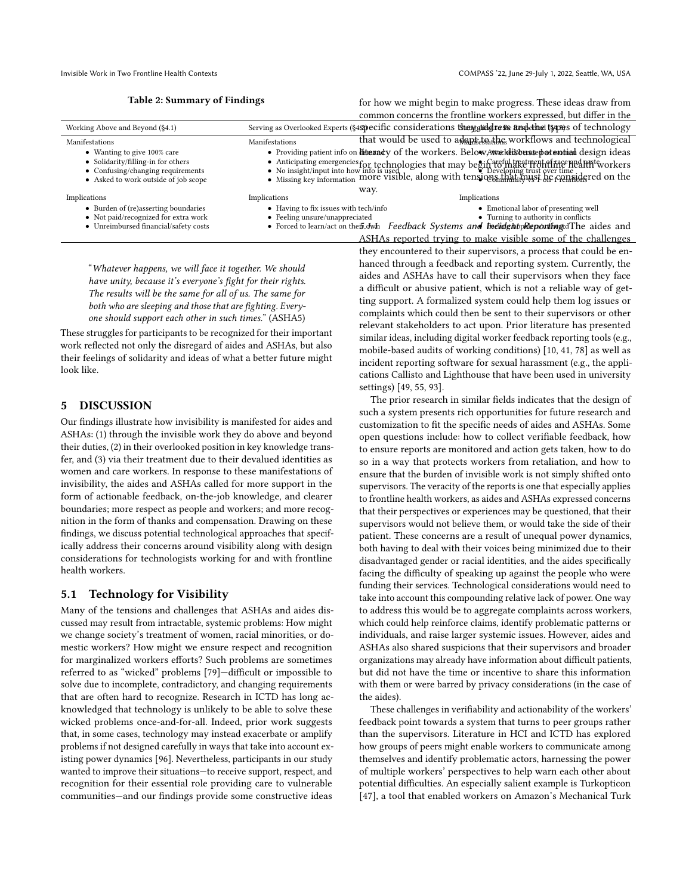**Table 2: Summary of Findings**

| Working Above and Beyond (§4.1) | Serving as Overlooked Experts (§4.2) | Struggling for Respect (§4.3) |
|---|---|---|
| Manifestations | Manifestations | Manifestations |
| • Wanting to give 100% care<br>• Solidarity/filling-in for others<br>• Confusing/changing requirements<br>• Asked to work outside of job scope | • Providing patient info on the ground<br>• Anticipating emergencies<br>• No insight/input into how info is used<br>• Missing key information | • Abuse/harassment from patients<br>• Careful treatment of race and caste<br>• Developing trust over time<br>• Community vs 1-on-1 relations |
| Implications | Implications | Implications |
| • Burden of (re)asserting boundaries<br>• Not paid/recognized for extra work<br>• Unreimbursed financial/safety costs | • Having to fix issues with tech/info<br>• Feeling unsure/unappreciated<br>• Forced to learn/act on their own | • Emotional labor of presenting well<br>• Turning to authority in conflicts<br>• Feeling unheard/unsupported |

"*Whatever happens, we will face it together. We should have unity, because it's everyone's fight for their rights. The results will be the same for all of us. The same for both who are sleeping and those that are fighting. Everyone should support each other in such times.*" (ASHA5)

These struggles for participants to be recognized for their important work reflected not only the disregard of aides and ASHAs, but also their feelings of solidarity and ideas of what a better future might look like.

## 5 DISCUSSION

Our findings illustrate how invisibility is manifested for aides and ASHAs: (1) through the invisible work they do above and beyond their duties, (2) in their overlooked position in key knowledge transfer, and (3) via their treatment due to their devalued identities as women and care workers. In response to these manifestations of invisibility, the aides and ASHAs called for more support in the form of actionable feedback, on-the-job knowledge, and clearer boundaries; more respect as people and workers; and more recognition in the form of thanks and compensation. Drawing on these findings, we discuss potential technological approaches that specifically address their concerns around visibility along with design considerations for technologists working for and with frontline health workers.

### 5.1 Technology for Visibility

Many of the tensions and challenges that ASHAs and aides discussed may result from intractable, systemic problems: How might we change society's treatment of women, racial minorities, or domestic workers? How might we ensure respect and recognition for marginalized workers efforts? Such problems are sometimes referred to as "wicked" problems [79]—difficult or impossible to solve due to incomplete, contradictory, and changing requirements that are often hard to recognize. Research in ICTD has long acknowledged that technology is unlikely to be able to solve these wicked problems once-and-for-all. Indeed, prior work suggests that, in some cases, technology may instead exacerbate or amplify problems if not designed carefully in ways that take into account existing power dynamics [96]. Nevertheless, participants in our study wanted to improve their situations—to receive support, respect, and recognition for their essential role providing care to vulnerable communities—and our findings provide some constructive ideas for how we might begin to make progress. These ideas draw from common concerns the frontline workers expressed, but differ in the specific considerations they address and the types of technology that would be used to adapt to the workflows and technological literacy of the workers. Below, we discuss potential design ideas for technologies that may begin to make frontline health workers more visible, along with tensions that must be considered on the way.

#### 5.1.1 Feedback Systems and Incident Reporting.

The aides and ASHAs reported trying to make visible some of the challenges they encountered to their supervisors, a process that could be enhanced through a feedback and reporting system. Currently, the aides and ASHAs have to call their supervisors when they face a difficult or abusive patient, which is not a reliable way of getting support. A formalized system could help them log issues or complaints which could then be sent to their supervisors or other relevant stakeholders to act upon. Prior literature has presented similar ideas, including digital worker feedback reporting tools (e.g., mobile-based audits of working conditions) [10, 41, 78] as well as incident reporting software for sexual harassment (e.g., the applications Callisto and Lighthouse that have been used in university settings) [49, 55, 93].

The prior research in similar fields indicates that the design of such a system presents rich opportunities for future research and customization to fit the specific needs of aides and ASHAs. Some open questions include: how to collect verifiable feedback, how to ensure reports are monitored and action gets taken, how to do so in a way that protects workers from retaliation, and how to ensure that the burden of invisible work is not simply shifted onto supervisors. The veracity of the reports is one that especially applies to frontline health workers, as aides and ASHAs expressed concerns that their perspectives or experiences may be questioned, that their supervisors would not believe them, or would take the side of their patient. These concerns are a result of unequal power dynamics, both having to deal with their voices being minimized due to their disadvantaged gender or racial identities, and the aides specifically facing the difficulty of speaking up against the people who were funding their services. Technological considerations would need to take into account this compounding relative lack of power. One way to address this would be to aggregate complaints across workers, which could help reinforce claims, identify problematic patterns or individuals, and raise larger systemic issues. However, aides and ASHAs also shared suspicions that their supervisors and broader organizations may already have information about difficult patients, but did not have the time or incentive to share this information with them or were barred by privacy considerations (in the case of the aides).

These challenges in verifiability and actionability of the workers' feedback point towards a system that turns to peer groups rather than the supervisors. Literature in HCI and ICTD has explored how groups of peers might enable workers to communicate among themselves and identify problematic actors, harnessing the power of multiple workers' perspectives to help warn each other about potential difficulties. An especially salient example is Turkopticon [47], a tool that enabled workers on Amazon's Mechanical Turk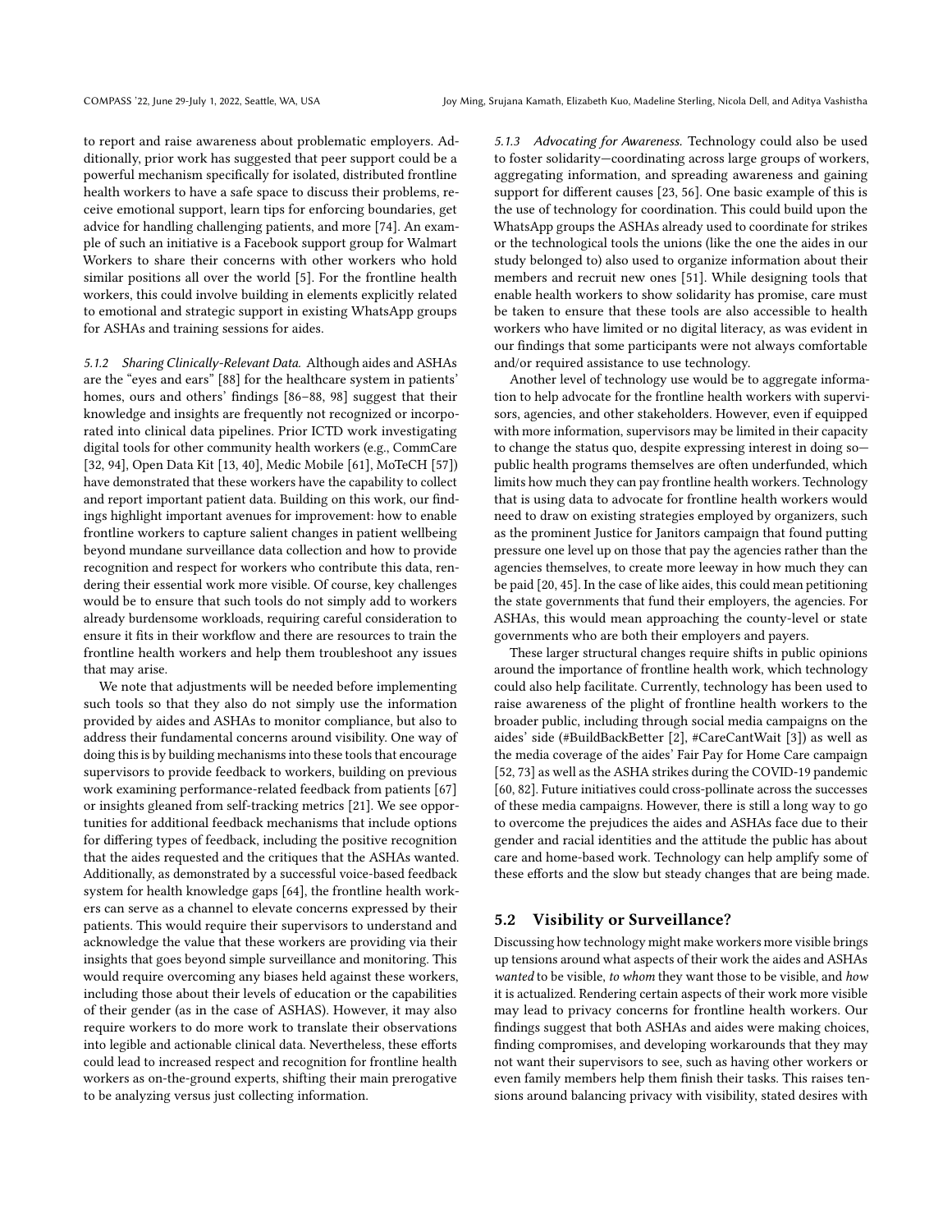to report and raise awareness about problematic employers. Additionally, prior work has suggested that peer support could be a powerful mechanism specifically for isolated, distributed frontline health workers to have a safe space to discuss their problems, receive emotional support, learn tips for enforcing boundaries, get advice for handling challenging patients, and more [74]. An example of such an initiative is a Facebook support group for Walmart Workers to share their concerns with other workers who hold similar positions all over the world [5]. For the frontline health workers, this could involve building in elements explicitly related to emotional and strategic support in existing WhatsApp groups for ASHAs and training sessions for aides.

#### 5.1.2 Sharing Clinically-Relevant Data.

Although aides and ASHAs are the "eyes and ears" [88] for the healthcare system in patients' homes, ours and others' findings [86–88, 98] suggest that their knowledge and insights are frequently not recognized or incorporated into clinical data pipelines. Prior ICTD work investigating digital tools for other community health workers (e.g., CommCare [32, 94], Open Data Kit [13, 40], Medic Mobile [61], MoTeCH [57]) have demonstrated that these workers have the capability to collect and report important patient data. Building on this work, our findings highlight important avenues for improvement: how to enable frontline workers to capture salient changes in patient wellbeing beyond mundane surveillance data collection and how to provide recognition and respect for workers who contribute this data, rendering their essential work more visible. Of course, key challenges would be to ensure that such tools do not simply add to workers already burdensome workloads, requiring careful consideration to ensure it fits in their workflow and there are resources to train the frontline health workers and help them troubleshoot any issues that may arise.

We note that adjustments will be needed before implementing such tools so that they also do not simply use the information provided by aides and ASHAs to monitor compliance, but also to address their fundamental concerns around visibility. One way of doing this is by building mechanisms into these tools that encourage supervisors to provide feedback to workers, building on previous work examining performance-related feedback from patients [67] or insights gleaned from self-tracking metrics [21]. We see opportunities for additional feedback mechanisms that include options for differing types of feedback, including the positive recognition that the aides requested and the critiques that the ASHAs wanted. Additionally, as demonstrated by a successful voice-based feedback system for health knowledge gaps [64], the frontline health workers can serve as a channel to elevate concerns expressed by their patients. This would require their supervisors to understand and acknowledge the value that these workers are providing via their insights that goes beyond simple surveillance and monitoring. This would require overcoming any biases held against these workers, including those about their levels of education or the capabilities of their gender (as in the case of ASHAS). However, it may also require workers to do more work to translate their observations into legible and actionable clinical data. Nevertheless, these efforts could lead to increased respect and recognition for frontline health workers as on-the-ground experts, shifting their main prerogative to be analyzing versus just collecting information.

#### 5.1.3 Advocating for Awareness.

Technology could also be used to foster solidarity—coordinating across large groups of workers, aggregating information, and spreading awareness and gaining support for different causes [23, 56]. One basic example of this is the use of technology for coordination. This could build upon the WhatsApp groups the ASHAs already used to coordinate for strikes or the technological tools the unions (like the one the aides in our study belonged to) also used to organize information about their members and recruit new ones [51]. While designing tools that enable health workers to show solidarity has promise, care must be taken to ensure that these tools are also accessible to health workers who have limited or no digital literacy, as was evident in our findings that some participants were not always comfortable and/or required assistance to use technology.

Another level of technology use would be to aggregate information to help advocate for the frontline health workers with supervisors, agencies, and other stakeholders. However, even if equipped with more information, supervisors may be limited in their capacity to change the status quo, despite expressing interest in doing so—public health programs themselves are often underfunded, which limits how much they can pay frontline health workers. Technology that is using data to advocate for frontline health workers would need to draw on existing strategies employed by organizers, such as the prominent Justice for Janitors campaign that found putting pressure one level up on those that pay the agencies rather than the agencies themselves, to create more leeway in how much they can be paid [20, 45]. In the case of like aides, this could mean petitioning the state governments that fund their employers, the agencies. For ASHAs, this would mean approaching the county-level or state governments who are both their employers and payers.

These larger structural changes require shifts in public opinions around the importance of frontline health work, which technology could also help facilitate. Currently, technology has been used to raise awareness of the plight of frontline health workers to the broader public, including through social media campaigns on the aides' side (#BuildBackBetter [2], #CareCantWait [3]) as well as the media coverage of the aides' Fair Pay for Home Care campaign [52, 73] as well as the ASHA strikes during the COVID-19 pandemic [60, 82]. Future initiatives could cross-pollinate across the successes of these media campaigns. However, there is still a long way to go to overcome the prejudices the aides and ASHAs face due to their gender and racial identities and the attitude the public has about care and home-based work. Technology can help amplify some of these efforts and the slow but steady changes that are being made.

### 5.2 Visibility or Surveillance?

Discussing how technology might make workers more visible brings up tensions around what aspects of their work the aides and ASHAs *wanted* to be visible, *to whom* they want those to be visible, and *how* it is actualized. Rendering certain aspects of their work more visible may lead to privacy concerns for frontline health workers. Our findings suggest that both ASHAs and aides were making choices, finding compromises, and developing workarounds that they may not want their supervisors to see, such as having other workers or even family members help them finish their tasks. This raises tensions around balancing privacy with visibility, stated desires with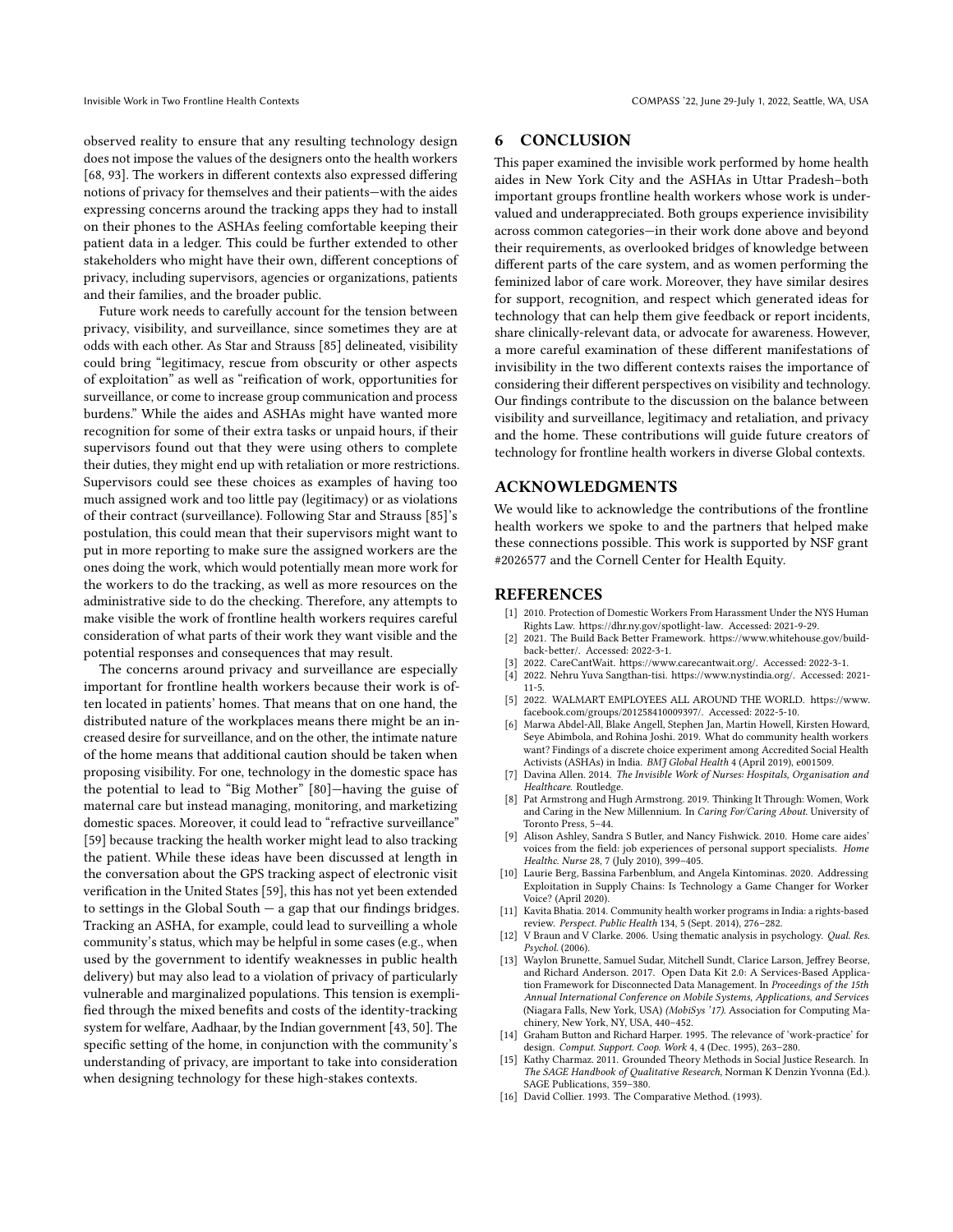observed reality to ensure that any resulting technology design does not impose the values of the designers onto the health workers [68, 93]. The workers in different contexts also expressed differing notions of privacy for themselves and their patients—with the aides expressing concerns around the tracking apps they had to install on their phones to the ASHAs feeling comfortable keeping their patient data in a ledger. This could be further extended to other stakeholders who might have their own, different conceptions of privacy, including supervisors, agencies or organizations, patients and their families, and the broader public.

Future work needs to carefully account for the tension between privacy, visibility, and surveillance, since sometimes they are at odds with each other. As Star and Strauss [85] delineated, visibility could bring "legitimacy, rescue from obscurity or other aspects of exploitation" as well as "reification of work, opportunities for surveillance, or come to increase group communication and process burdens." While the aides and ASHAs might have wanted more recognition for some of their extra tasks or unpaid hours, if their supervisors found out that they were using others to complete their duties, they might end up with retaliation or more restrictions. Supervisors could see these choices as examples of having too much assigned work and too little pay (legitimacy) or as violations of their contract (surveillance). Following Star and Strauss [85]'s postulation, this could mean that their supervisors might want to put in more reporting to make sure the assigned workers are the ones doing the work, which would potentially mean more work for the workers to do the tracking, as well as more resources on the administrative side to do the checking. Therefore, any attempts to make visible the work of frontline health workers requires careful consideration of what parts of their work they want visible and the potential responses and consequences that may result.

The concerns around privacy and surveillance are especially important for frontline health workers because their work is often located in patients' homes. That means that on one hand, the distributed nature of the workplaces means there might be an increased desire for surveillance, and on the other, the intimate nature of the home means that additional caution should be taken when proposing visibility. For one, technology in the domestic space has the potential to lead to "Big Mother" [80]—having the guise of maternal care but instead managing, monitoring, and marketizing domestic spaces. Moreover, it could lead to "refractive surveillance" [59] because tracking the health worker might lead to also tracking the patient. While these ideas have been discussed at length in the conversation about the GPS tracking aspect of electronic visit verification in the United States [59], this has not yet been extended to settings in the Global South — a gap that our findings bridges. Tracking an ASHA, for example, could lead to surveilling a whole community's status, which may be helpful in some cases (e.g., when used by the government to identify weaknesses in public health delivery) but may also lead to a violation of privacy of particularly vulnerable and marginalized populations. This tension is exemplified through the mixed benefits and costs of the identity-tracking system for welfare, Aadhaar, by the Indian government [43, 50]. The specific setting of the home, in conjunction with the community's understanding of privacy, are important to take into consideration when designing technology for these high-stakes contexts.

# 6 CONCLUSION

This paper examined the invisible work performed by home health aides in New York City and the ASHAs in Uttar Pradesh–both important groups frontline health workers whose work is undervalued and underappreciated. Both groups experience invisibility across common categories—in their work done above and beyond their requirements, as overlooked bridges of knowledge between different parts of the care system, and as women performing the feminized labor of care work. Moreover, they have similar desires for support, recognition, and respect which generated ideas for technology that can help them give feedback or report incidents, share clinically-relevant data, or advocate for awareness. However, a more careful examination of these different manifestations of invisibility in the two different contexts raises the importance of considering their different perspectives on visibility and technology. Our findings contribute to the discussion on the balance between visibility and surveillance, legitimacy and retaliation, and privacy and the home. These contributions will guide future creators of technology for frontline health workers in diverse Global contexts.

# ACKNOWLEDGMENTS

We would like to acknowledge the contributions of the frontline health workers we spoke to and the partners that helped make these connections possible. This work is supported by NSF grant #2026577 and the Cornell Center for Health Equity.

# REFERENCES

- [1] 2010. Protection of Domestic Workers From Harassment Under the NYS Human Rights Law. https://dhr.ny.gov/spotlight-law. Accessed: 2021-9-29.
- [2] 2021. The Build Back Better Framework. https://www.whitehouse.gov/build-back-better/. Accessed: 2022-3-1.
- [3] 2022. CareCantWait. https://www.carecantwait.org/. Accessed: 2022-3-1.
- [4] 2022. Nehru Yuva Sangthan-tisi. https://www.nystindia.org/. Accessed: 2021-11-5.
- [5] 2022. WALMART EMPLOYEES ALL AROUND THE WORLD. https://www.facebook.com/groups/201258410009397/. Accessed: 2022-5-10.
- [6] Marwa Abdel-All, Blake Angell, Stephen Jan, Martin Howell, Kirsten Howard, Seye Abimbola, and Rohina Joshi. 2019. What do community health workers want? Findings of a discrete choice experiment among Accredited Social Health Activists (ASHAs) in India. *BMJ Global Health* 4 (April 2019), e001509.
- [7] Davina Allen. 2014. *The Invisible Work of Nurses: Hospitals, Organisation and Healthcare.* Routledge.
- [8] Pat Armstrong and Hugh Armstrong. 2019. Thinking It Through: Women, Work and Caring in the New Millennium. In *Caring For/Caring About.* University of Toronto Press, 5–44.
- [9] Alison Ashley, Sandra S Butler, and Nancy Fishwick. 2010. Home care aides' voices from the field: job experiences of personal support specialists. *Home Healthc. Nurse* 28, 7 (July 2010), 399–405.
- [10] Laurie Berg, Bassina Farbenblum, and Angela Kintominas. 2020. Addressing Exploitation in Supply Chains: Is Technology a Game Changer for Worker Voice? (April 2020).
- [11] Kavita Bhatia. 2014. Community health worker programs in India: a rights-based review. *Perspect. Public Health* 134, 5 (Sept. 2014), 276–282.
- [12] V Braun and V Clarke. 2006. Using thematic analysis in psychology. *Qual. Res. Psychol.* (2006).
- [13] Waylon Brunette, Samuel Sudar, Mitchell Sundt, Clarice Larson, Jeffrey Beorse, and Richard Anderson. 2017. Open Data Kit 2.0: A Services-Based Application Framework for Disconnected Data Management. In *Proceedings of the 15th Annual International Conference on Mobile Systems, Applications, and Services* (Niagara Falls, New York, USA) *(MobiSys '17)*. Association for Computing Machinery, New York, NY, USA, 440–452.
- [14] Graham Button and Richard Harper. 1995. The relevance of 'work-practice' for design. *Comput. Support. Coop. Work* 4, 4 (Dec. 1995), 263–280.
- [15] Kathy Charmaz. 2011. Grounded Theory Methods in Social Justice Research. In *The SAGE Handbook of Qualitative Research*, Norman K Denzin Yvonna (Ed.). SAGE Publications, 359–380.
- [16] David Collier. 1993. The Comparative Method. (1993).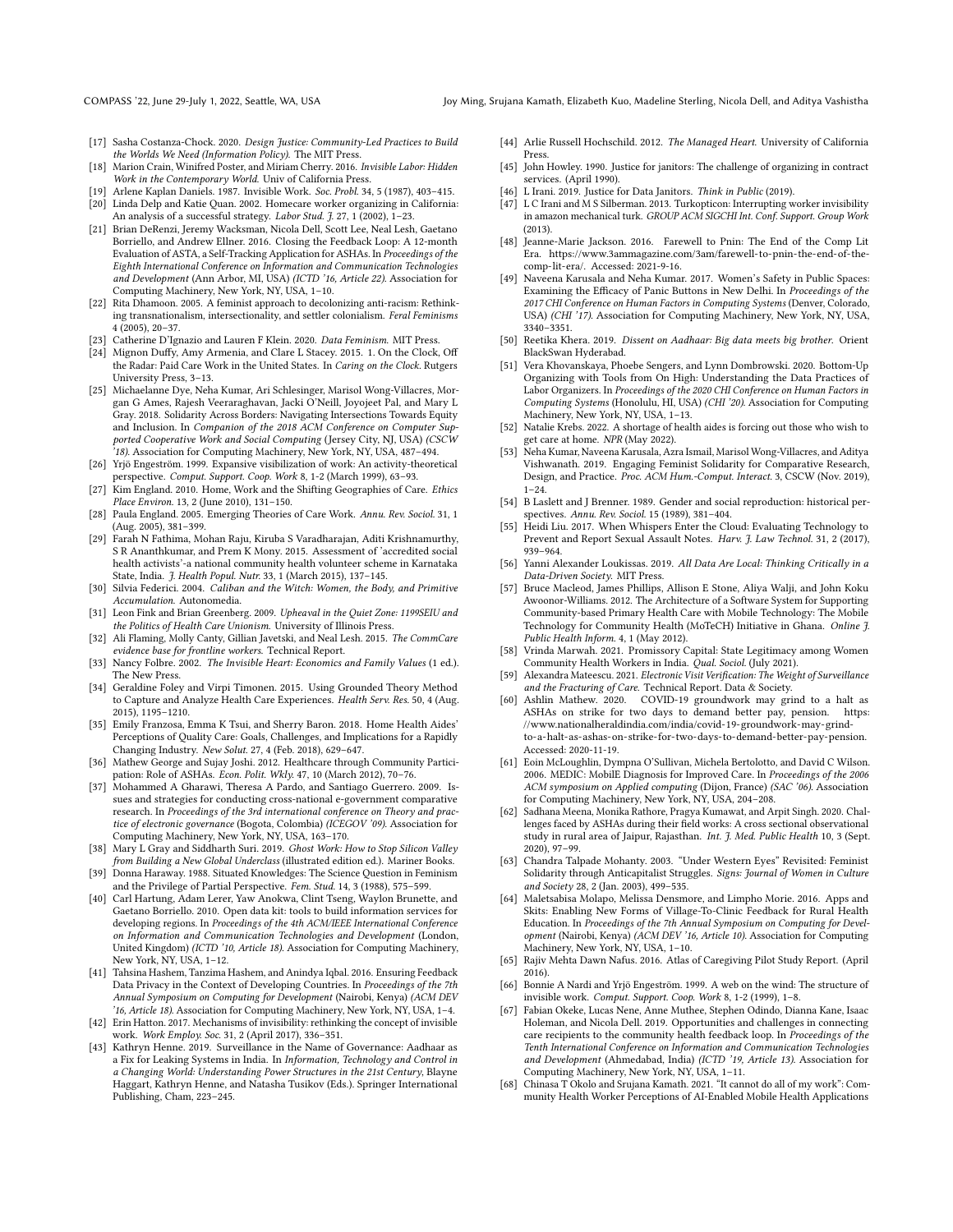- [17] Sasha Costanza-Chock. 2020. *Design Justice: Community-Led Practices to Build the Worlds We Need (Information Policy)*. The MIT Press.
- [18] Marion Crain, Winifred Poster, and Miriam Cherry. 2016. *Invisible Labor: Hidden Work in the Contemporary World*. Univ of California Press.
- [19] Arlene Kaplan Daniels. 1987. Invisible Work. *Soc. Probl.* 34, 5 (1987), 403–415.
- [20] Linda Delp and Katie Quan. 2002. Homecare worker organizing in California: An analysis of a successful strategy. *Labor Stud. J.* 27, 1 (2002), 1–23.
- [21] Brian DeRenzi, Jeremy Wacksman, Nicola Dell, Scott Lee, Neal Lesh, Gaetano Borriello, and Andrew Ellner. 2016. Closing the Feedback Loop: A 12-month Evaluation of ASTA, a Self-Tracking Application for ASHAs. In *Proceedings of the Eighth International Conference on Information and Communication Technologies and Development* (Ann Arbor, MI, USA) *(ICTD '16, Article 22)*. Association for Computing Machinery, New York, NY, USA, 1–10.
- [22] Rita Dhamoon. 2005. A feminist approach to decolonizing anti-racism: Rethinking transnationalism, intersectionality, and settler colonialism. *Feral Feminisms* 4 (2005), 20–37.
- [23] Catherine D'Ignazio and Lauren F Klein. 2020. *Data Feminism*. MIT Press.
- [24] Mignon Duffy, Amy Armenia, and Clare L Stacey. 2015. 1. On the Clock, Off the Radar: Paid Care Work in the United States. In *Caring on the Clock*. Rutgers University Press, 3–13.
- [25] Michaelanne Dye, Neha Kumar, Ari Schlesinger, Marisol Wong-Villacres, Morgan G Ames, Rajesh Veeraraghavan, Jacki O'Neill, Joyojeet Pal, and Mary L Gray. 2018. Solidarity Across Borders: Navigating Intersections Towards Equity and Inclusion. In *Companion of the 2018 ACM Conference on Computer Supported Cooperative Work and Social Computing* (Jersey City, NJ, USA) *(CSCW '18)*. Association for Computing Machinery, New York, NY, USA, 487–494.
- [26] Yrjö Engeström. 1999. Expansive visibilization of work: An activity-theoretical perspective. *Comput. Support. Coop. Work* 8, 1-2 (March 1999), 63–93.
- [27] Kim England. 2010. Home, Work and the Shifting Geographies of Care. *Ethics Place Environ.* 13, 2 (June 2010), 131–150.
- [28] Paula England. 2005. Emerging Theories of Care Work. *Annu. Rev. Sociol.* 31, 1 (Aug. 2005), 381–399.
- [29] Farah N Fathima, Mohan Raju, Kiruba S Varadharajan, Aditi Krishnamurthy, S R Ananthkumar, and Prem K Mony. 2015. Assessment of 'accredited social health activists'-a national community health volunteer scheme in Karnataka State, India. *J. Health Popul. Nutr.* 33, 1 (March 2015), 137–145.
- [30] Silvia Federici. 2004. *Caliban and the Witch: Women, the Body, and Primitive Accumulation*. Autonomedia.
- [31] Leon Fink and Brian Greenberg. 2009. *Upheaval in the Quiet Zone: 1199SEIU and the Politics of Health Care Unionism*. University of Illinois Press.
- [32] Ali Flaming, Molly Canty, Gillian Javetski, and Neal Lesh. 2015. *The CommCare evidence base for frontline workers*. Technical Report.
- [33] Nancy Folbre. 2002. *The Invisible Heart: Economics and Family Values* (1 ed.). The New Press.
- [34] Geraldine Foley and Virpi Timonen. 2015. Using Grounded Theory Method to Capture and Analyze Health Care Experiences. *Health Serv. Res.* 50, 4 (Aug. 2015), 1195–1210.
- [35] Emily Franzosa, Emma K Tsui, and Sherry Baron. 2018. Home Health Aides' Perceptions of Quality Care: Goals, Challenges, and Implications for a Rapidly Changing Industry. *New Solut.* 27, 4 (Feb. 2018), 629–647.
- [36] Mathew George and Sujay Joshi. 2012. Healthcare through Community Participation: Role of ASHAs. *Econ. Polit. Wkly.* 47, 10 (March 2012), 70–76.
- [37] Mohammed A Gharawi, Theresa A Pardo, and Santiago Guerrero. 2009. Issues and strategies for conducting cross-national e-government comparative research. In *Proceedings of the 3rd international conference on Theory and practice of electronic governance* (Bogota, Colombia) *(ICEGOV '09)*. Association for Computing Machinery, New York, NY, USA, 163–170.
- [38] Mary L Gray and Siddharth Suri. 2019. *Ghost Work: How to Stop Silicon Valley from Building a New Global Underclass* (illustrated edition ed.). Mariner Books.
- [39] Donna Haraway. 1988. Situated Knowledges: The Science Question in Feminism and the Privilege of Partial Perspective. *Fem. Stud.* 14, 3 (1988), 575–599.
- [40] Carl Hartung, Adam Lerer, Yaw Anokwa, Clint Tseng, Waylon Brunette, and Gaetano Borriello. 2010. Open data kit: tools to build information services for developing regions. In *Proceedings of the 4th ACM/IEEE International Conference on Information and Communication Technologies and Development* (London, United Kingdom) *(ICTD '10, Article 18)*. Association for Computing Machinery, New York, NY, USA, 1–12.
- [41] Tahsina Hashem, Tanzima Hashem, and Anindya Iqbal. 2016. Ensuring Feedback Data Privacy in the Context of Developing Countries. In *Proceedings of the 7th Annual Symposium on Computing for Development* (Nairobi, Kenya) *(ACM DEV '16, Article 18)*. Association for Computing Machinery, New York, NY, USA, 1–4.
- [42] Erin Hatton. 2017. Mechanisms of invisibility: rethinking the concept of invisible work. *Work Employ. Soc.* 31, 2 (April 2017), 336–351.
- [43] Kathryn Henne. 2019. Surveillance in the Name of Governance: Aadhaar as a Fix for Leaking Systems in India. In *Information, Technology and Control in a Changing World: Understanding Power Structures in the 21st Century*, Blayne Haggart, Kathryn Henne, and Natasha Tusikov (Eds.). Springer International Publishing, Cham, 223–245.
- [44] Arlie Russell Hochschild. 2012. *The Managed Heart*. University of California Press.
- [45] John Howley. 1990. Justice for janitors: The challenge of organizing in contract services. (April 1990).
- [46] L Irani. 2019. Justice for Data Janitors. *Think in Public* (2019).
- [47] L C Irani and M S Silberman. 2013. Turkopticon: Interrupting worker invisibility in amazon mechanical turk. *GROUP ACM SIGCHI Int. Conf. Support. Group Work* (2013).
- [48] Jeanne-Marie Jackson. 2016. Farewell to Pnin: The End of the Comp Lit Era. https://www.3ammagazine.com/3am/farewell-to-pnin-the-end-of-the-comp-lit-era/. Accessed: 2021-9-16.
- [49] Naveena Karusala and Neha Kumar. 2017. Women's Safety in Public Spaces: Examining the Efficacy of Panic Buttons in New Delhi. In *Proceedings of the 2017 CHI Conference on Human Factors in Computing Systems* (Denver, Colorado, USA) *(CHI '17)*. Association for Computing Machinery, New York, NY, USA, 3340–3351.
- [50] Reetika Khera. 2019. *Dissent on Aadhaar: Big data meets big brother*. Orient BlackSwan Hyderabad.
- [51] Vera Khovanskaya, Phoebe Sengers, and Lynn Dombrowski. 2020. Bottom-Up Organizing with Tools from On High: Understanding the Data Practices of Labor Organizers. In *Proceedings of the 2020 CHI Conference on Human Factors in Computing Systems* (Honolulu, HI, USA) *(CHI '20)*. Association for Computing Machinery, New York, NY, USA, 1–13.
- [52] Natalie Krebs. 2022. A shortage of health aides is forcing out those who wish to get care at home. *NPR* (May 2022).
- [53] Neha Kumar, Naveena Karusala, Azra Ismail, Marisol Wong-Villacres, and Aditya Vishwanath. 2019. Engaging Feminist Solidarity for Comparative Research, Design, and Practice. *Proc. ACM Hum.-Comput. Interact.* 3, CSCW (Nov. 2019), 1–24.
- [54] B Laslett and J Brenner. 1989. Gender and social reproduction: historical perspectives. *Annu. Rev. Sociol.* 15 (1989), 381–404.
- [55] Heidi Liu. 2017. When Whispers Enter the Cloud: Evaluating Technology to Prevent and Report Sexual Assault Notes. *Harv. J. Law Technol.* 31, 2 (2017), 939–964.
- [56] Yanni Alexander Loukissas. 2019. *All Data Are Local: Thinking Critically in a Data-Driven Society*. MIT Press.
- [57] Bruce Macleod, James Phillips, Allison E Stone, Aliya Walji, and John Koku Awoonor-Williams. 2012. The Architecture of a Software System for Supporting Community-based Primary Health Care with Mobile Technology: The Mobile Technology for Community Health (MoTeCH) Initiative in Ghana. *Online J. Public Health Inform.* 4, 1 (May 2012).
- [58] Vrinda Marwah. 2021. Promissory Capital: State Legitimacy among Women Community Health Workers in India. *Qual. Sociol.* (July 2021).
- [59] Alexandra Mateescu. 2021. *Electronic Visit Verification: The Weight of Surveillance and the Fracturing of Care*. Technical Report. Data & Society.
- [60] Ashlin Mathew. 2020. COVID-19 groundwork may grind to a halt as ASHAs on strike for two days to demand better pay, pension. https://www.nationalheraldindia.com/india/covid-19-groundwork-may-grind-to-a-halt-as-ashas-on-strike-for-two-days-to-demand-better-pay-pension. Accessed: 2020-11-19.
- [61] Eoin McLoughlin, Dympna O'Sullivan, Michela Bertolotto, and David C Wilson. 2006. MEDIC: MobilE Diagnosis for Improved Care. In *Proceedings of the 2006 ACM symposium on Applied computing* (Dijon, France) *(SAC '06)*. Association for Computing Machinery, New York, NY, USA, 204–208.
- [62] Sadhana Meena, Monika Rathore, Pragya Kumawat, and Arpit Singh. 2020. Challenges faced by ASHAs during their field works: A cross sectional observational study in rural area of Jaipur, Rajasthan. *Int. J. Med. Public Health* 10, 3 (Sept. 2020), 97–99.
- [63] Chandra Talpade Mohanty. 2003. "Under Western Eyes" Revisited: Feminist Solidarity through Anticapitalist Struggles. *Signs: Journal of Women in Culture and Society* 28, 2 (Jan. 2003), 499–535.
- [64] Maletsabisa Molapo, Melissa Densmore, and Limpho Morie. 2016. Apps and Skits: Enabling New Forms of Village-To-Clinic Feedback for Rural Health Education. In *Proceedings of the 7th Annual Symposium on Computing for Development* (Nairobi, Kenya) *(ACM DEV '16, Article 10)*. Association for Computing Machinery, New York, NY, USA, 1–10.
- [65] Rajiv Mehta Dawn Nafus. 2016. Atlas of Caregiving Pilot Study Report. (April 2016).
- [66] Bonnie A Nardi and Yrjö Engeström. 1999. A web on the wind: The structure of invisible work. *Comput. Support. Coop. Work* 8, 1-2 (1999), 1–8.
- [67] Fabian Okeke, Lucas Nene, Anne Muthee, Stephen Odindo, Dianna Kane, Isaac Holeman, and Nicola Dell. 2019. Opportunities and challenges in connecting care recipients to the community health feedback loop. In *Proceedings of the Tenth International Conference on Information and Communication Technologies and Development* (Ahmedabad, India) *(ICTD '19, Article 13)*. Association for Computing Machinery, New York, NY, USA, 1–11.
- [68] Chinasa T Okolo and Srujana Kamath. 2021. "It cannot do all of my work": Community Health Worker Perceptions of AI-Enabled Mobile Health Applications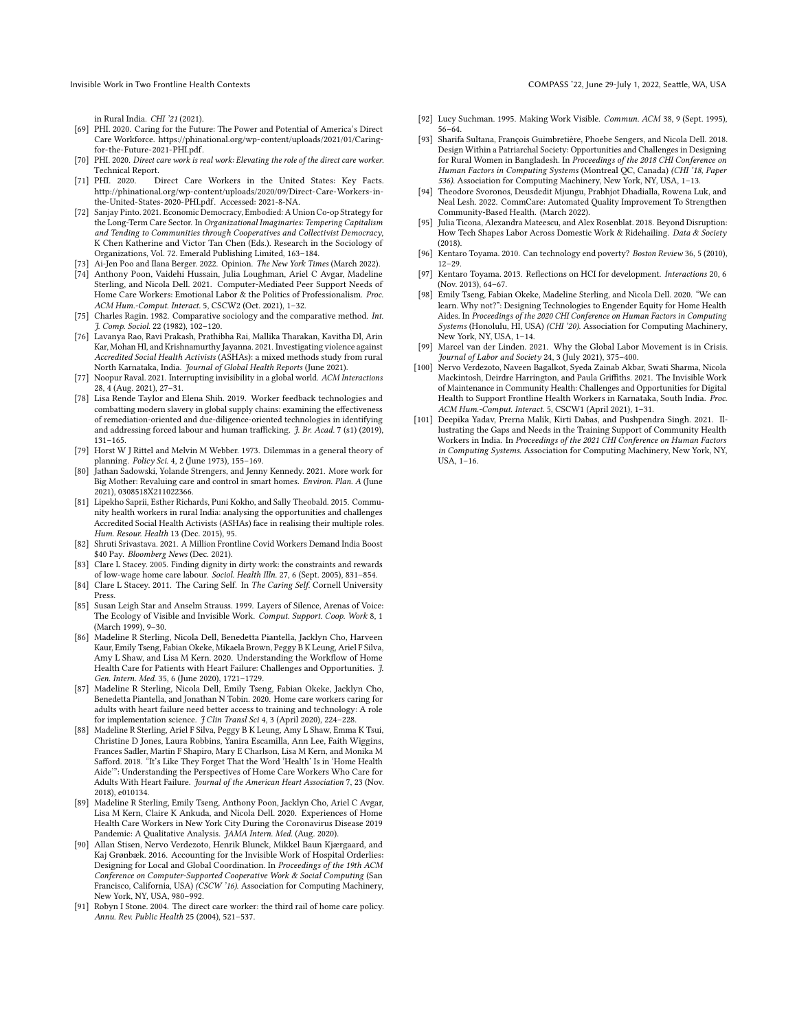in Rural India. *CHI '21* (2021).

[69] PHI. 2020. Caring for the Future: The Power and Potential of America's Direct Care Workforce. https://phinational.org/wp-content/uploads/2021/01/Caring-for-the-Future-2021-PHI.pdf.

[70] PHI. 2020. *Direct care work is real work: Elevating the role of the direct care worker.* Technical Report.

[71] PHI. 2020. Direct Care Workers in the United States: Key Facts. http://phinational.org/wp-content/uploads/2020/09/Direct-Care-Workers-in-the-United-States-2020-PHI.pdf. Accessed: 2021-8-NA.

[72] Sanjay Pinto. 2021. Economic Democracy, Embodied: A Union Co-op Strategy for the Long-Term Care Sector. In *Organizational Imaginaries: Tempering Capitalism and Tending to Communities through Cooperatives and Collectivist Democracy*, K Chen Katherine and Victor Tan Chen (Eds.). Research in the Sociology of Organizations, Vol. 72. Emerald Publishing Limited, 163–184.

[73] Ai-Jen Poo and Ilana Berger. 2022. Opinion. *The New York Times* (March 2022).

[74] Anthony Poon, Vaidehi Hussain, Julia Loughman, Ariel C Avgar, Madeline Sterling, and Nicola Dell. 2021. Computer-Mediated Peer Support Needs of Home Care Workers: Emotional Labor & the Politics of Professionalism. *Proc. ACM Hum.-Comput. Interact.* 5, CSCW2 (Oct. 2021), 1–32.

[75] Charles Ragin. 1982. Comparative sociology and the comparative method. *Int. J. Comp. Sociol.* 22 (1982), 102–120.

[76] Lavanya Rao, Ravi Prakash, Prathibha Rai, Mallika Tharakan, Kavitha Dl, Arin Kar, Mohan Hl, and Krishnamurthy Jayanna. 2021. Investigating violence against *Accredited Social Health Activists* (ASHAs): a mixed methods study from rural North Karnataka, India. *Journal of Global Health Reports* (June 2021).

[77] Noopur Raval. 2021. Interrupting invisibility in a global world. *ACM Interactions* 28, 4 (Aug. 2021), 27–31.

[78] Lisa Rende Taylor and Elena Shih. 2019. Worker feedback technologies and combatting modern slavery in global supply chains: examining the effectiveness of remediation-oriented and due-diligence-oriented technologies in identifying and addressing forced labour and human trafficking. *J. Br. Acad.* 7 (s1) (2019), 131–165.

[79] Horst W J Rittel and Melvin M Webber. 1973. Dilemmas in a general theory of planning. *Policy Sci.* 4, 2 (June 1973), 155–169.

[80] Jathan Sadowski, Yolande Strengers, and Jenny Kennedy. 2021. More work for Big Mother: Revaluing care and control in smart homes. *Environ. Plan. A* (June 2021), 0308518X211022366.

[81] Lipekho Saprii, Esther Richards, Puni Kokho, and Sally Theobald. 2015. Community health workers in rural India: analysing the opportunities and challenges Accredited Social Health Activists (ASHAs) face in realising their multiple roles. *Hum. Resour. Health* 13 (Dec. 2015), 95.

[82] Shruti Srivastava. 2021. A Million Frontline Covid Workers Demand India Boost $40 Pay. *Bloomberg News* (Dec. 2021).

[83] Clare L Stacey. 2005. Finding dignity in dirty work: the constraints and rewards of low-wage home care labour. *Sociol. Health Illn.* 27, 6 (Sept. 2005), 831–854.

[84] Clare L Stacey. 2011. The Caring Self. In *The Caring Self*. Cornell University Press.

[85] Susan Leigh Star and Anselm Strauss. 1999. Layers of Silence, Arenas of Voice: The Ecology of Visible and Invisible Work. *Comput. Support. Coop. Work* 8, 1 (March 1999), 9–30.

[86] Madeline R Sterling, Nicola Dell, Benedetta Piantella, Jacklyn Cho, Harveen Kaur, Emily Tseng, Fabian Okeke, Mikaela Brown, Peggy B K Leung, Ariel F Silva, Amy L Shaw, and Lisa M Kern. 2020. Understanding the Workflow of Home Health Care for Patients with Heart Failure: Challenges and Opportunities. *J. Gen. Intern. Med.* 35, 6 (June 2020), 1721–1729.

[87] Madeline R Sterling, Nicola Dell, Emily Tseng, Fabian Okeke, Jacklyn Cho, Benedetta Piantella, and Jonathan N Tobin. 2020. Home care workers caring for adults with heart failure need better access to training and technology: A role for implementation science. *J Clin Transl Sci* 4, 3 (April 2020), 224–228.

[88] Madeline R Sterling, Ariel F Silva, Peggy B K Leung, Amy L Shaw, Emma K Tsui, Christine D Jones, Laura Robbins, Yanira Escamilla, Ann Lee, Faith Wiggins, Frances Sadler, Martin F Shapiro, Mary E Charlson, Lisa M Kern, and Monika M Safford. 2018. "It's Like They Forget That the Word 'Health' Is in 'Home Health Aide'": Understanding the Perspectives of Home Care Workers Who Care for Adults With Heart Failure. *Journal of the American Heart Association* 7, 23 (Nov. 2018), e010134.

[89] Madeline R Sterling, Emily Tseng, Anthony Poon, Jacklyn Cho, Ariel C Avgar, Lisa M Kern, Claire K Ankuda, and Nicola Dell. 2020. Experiences of Home Health Care Workers in New York City During the Coronavirus Disease 2019 Pandemic: A Qualitative Analysis. *JAMA Intern. Med.* (Aug. 2020).

[90] Allan Stisen, Nervo Verdezoto, Henrik Blunck, Mikkel Baun Kjærgaard, and Kaj Grønbæk. 2016. Accounting for the Invisible Work of Hospital Orderlies: Designing for Local and Global Coordination. In *Proceedings of the 19th ACM Conference on Computer-Supported Cooperative Work & Social Computing* (San Francisco, California, USA) *(CSCW '16)*. Association for Computing Machinery, New York, NY, USA, 980–992.

[91] Robyn I Stone. 2004. The direct care worker: the third rail of home care policy. *Annu. Rev. Public Health* 25 (2004), 521–537.

[92] Lucy Suchman. 1995. Making Work Visible. *Commun. ACM* 38, 9 (Sept. 1995), 56–64.

[93] Sharifa Sultana, François Guimbretière, Phoebe Sengers, and Nicola Dell. 2018. Design Within a Patriarchal Society: Opportunities and Challenges in Designing for Rural Women in Bangladesh. In *Proceedings of the 2018 CHI Conference on Human Factors in Computing Systems* (Montreal QC, Canada) *(CHI '18, Paper 536)*. Association for Computing Machinery, New York, NY, USA, 1–13.

[94] Theodore Svoronos, Deusdedit Mjungu, Prabhjot Dhadialla, Rowena Luk, and Neal Lesh. 2022. CommCare: Automated Quality Improvement To Strengthen Community-Based Health. (March 2022).

[95] Julia Ticona, Alexandra Mateescu, and Alex Rosenblat. 2018. Beyond Disruption: How Tech Shapes Labor Across Domestic Work & Ridehailing. *Data & Society* (2018).

[96] Kentaro Toyama. 2010. Can technology end poverty? *Boston Review* 36, 5 (2010), 12–29.

[97] Kentaro Toyama. 2013. Reflections on HCI for development. *Interactions* 20, 6 (Nov. 2013), 64–67.

[98] Emily Tseng, Fabian Okeke, Madeline Sterling, and Nicola Dell. 2020. "We can learn. Why not?": Designing Technologies to Engender Equity for Home Health Aides. In *Proceedings of the 2020 CHI Conference on Human Factors in Computing Systems* (Honolulu, HI, USA) *(CHI '20)*. Association for Computing Machinery, New York, NY, USA, 1–14.

[99] Marcel van der Linden. 2021. Why the Global Labor Movement is in Crisis. *Journal of Labor and Society* 24, 3 (July 2021), 375–400.

[100] Nervo Verdezoto, Naveen Bagalkot, Syeda Zainab Akbar, Swati Sharma, Nicola Mackintosh, Deirdre Harrington, and Paula Griffiths. 2021. The Invisible Work of Maintenance in Community Health: Challenges and Opportunities for Digital Health to Support Frontline Health Workers in Karnataka, South India. *Proc. ACM Hum.-Comput. Interact.* 5, CSCW1 (April 2021), 1–31.

[101] Deepika Yadav, Prerna Malik, Kirti Dabas, and Pushpendra Singh. 2021. Illustrating the Gaps and Needs in the Training Support of Community Health Workers in India. In *Proceedings of the 2021 CHI Conference on Human Factors in Computing Systems*. Association for Computing Machinery, New York, NY, USA, 1–16.